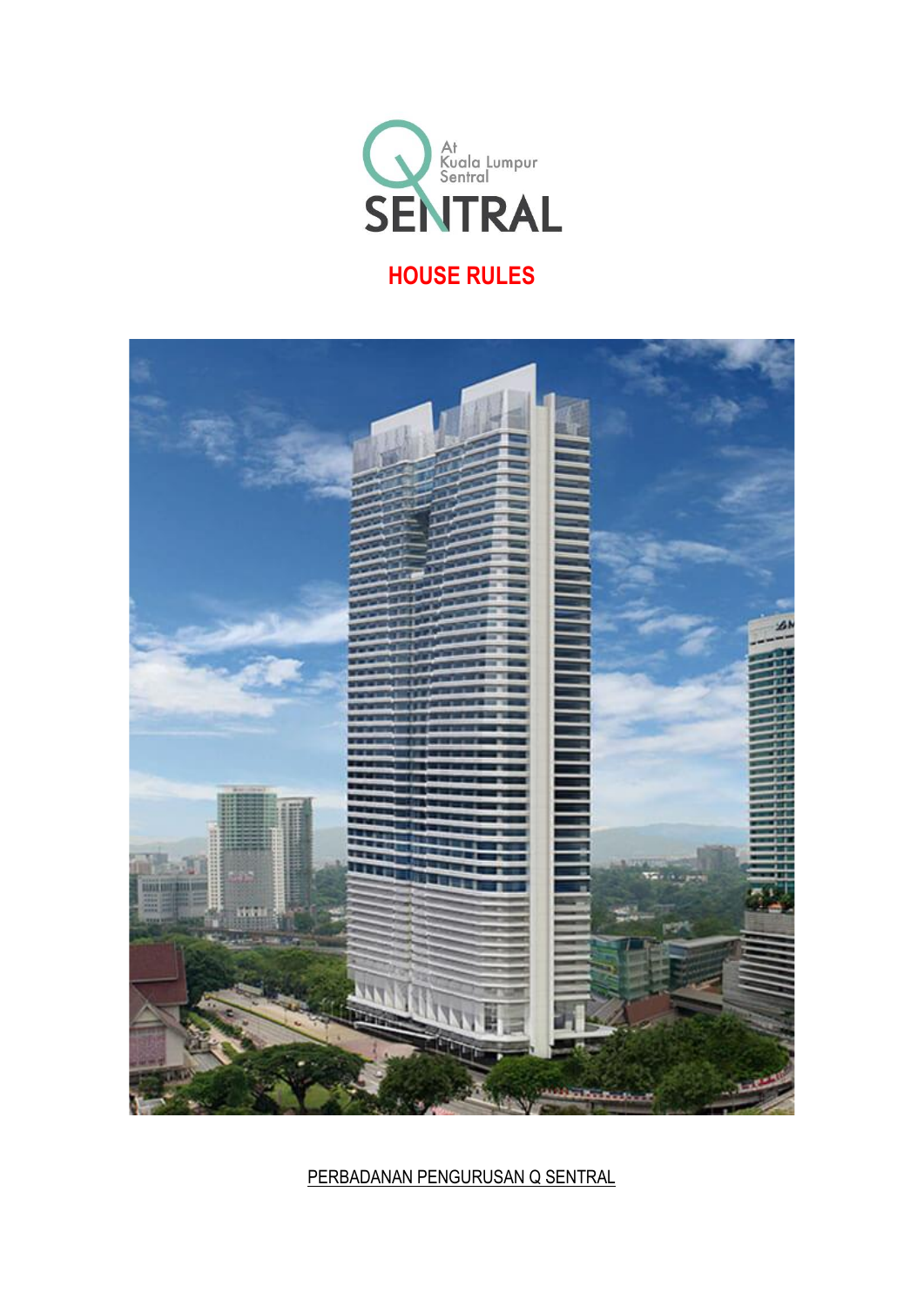Q SENTRAL

At Kuala Lumpur Sentral

# HOUSE RULES

PERBADANAN PENGURUSAN Q SENTRAL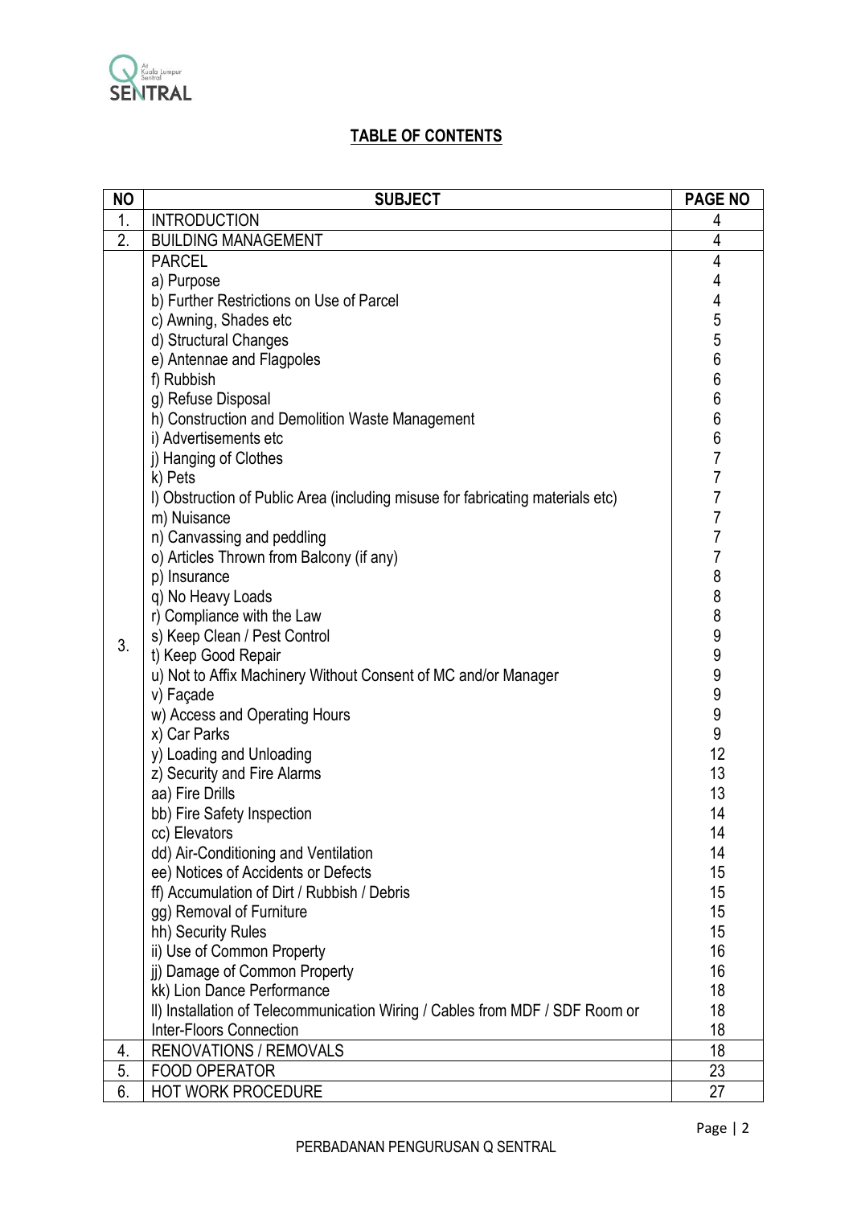## TABLE OF CONTENTS

| NO | SUBJECT | PAGE NO |
|---|---|---|
| 1. | INTRODUCTION | 4 |
| 2. | BUILDING MANAGEMENT | 4 |
| 3. | PARCEL | 4 |
| | a) Purpose | 4 |
| | b) Further Restrictions on Use of Parcel | 4 |
| | c) Awning, Shades etc | 5 |
| | d) Structural Changes | 5 |
| | e) Antennae and Flagpoles | 6 |
| | f) Rubbish | 6 |
| | g) Refuse Disposal | 6 |
| | h) Construction and Demolition Waste Management | 6 |
| | i) Advertisements etc | 6 |
| | j) Hanging of Clothes | 7 |
| | k) Pets | 7 |
| | l) Obstruction of Public Area (including misuse for fabricating materials etc) | 7 |
| | m) Nuisance | 7 |
| | n) Canvassing and peddling | 7 |
| | o) Articles Thrown from Balcony (if any) | 7 |
| | p) Insurance | 8 |
| | q) No Heavy Loads | 8 |
| | r) Compliance with the Law | 8 |
| | s) Keep Clean / Pest Control | 9 |
| | t) Keep Good Repair | 9 |
| | u) Not to Affix Machinery Without Consent of MC and/or Manager | 9 |
| | v) Façade | 9 |
| | w) Access and Operating Hours | 9 |
| | x) Car Parks | 9 |
| | y) Loading and Unloading | 12 |
| | z) Security and Fire Alarms | 13 |
| | aa) Fire Drills | 13 |
| | bb) Fire Safety Inspection | 14 |
| | cc) Elevators | 14 |
| | dd) Air-Conditioning and Ventilation | 14 |
| | ee) Notices of Accidents or Defects | 15 |
| | ff) Accumulation of Dirt / Rubbish / Debris | 15 |
| | gg) Removal of Furniture | 15 |
| | hh) Security Rules | 15 |
| | ii) Use of Common Property | 16 |
| | jj) Damage of Common Property | 16 |
| | kk) Lion Dance Performance | 18 |
| | ll) Installation of Telecommunication Wiring / Cables from MDF / SDF Room or Inter-Floors Connection | 18 |
| 4. | RENOVATIONS / REMOVALS | 18 |
| 5. | FOOD OPERATOR | 23 |
| 6. | HOT WORK PROCEDURE | 27 |

PERBADANAN PENGURUSAN Q SENTRAL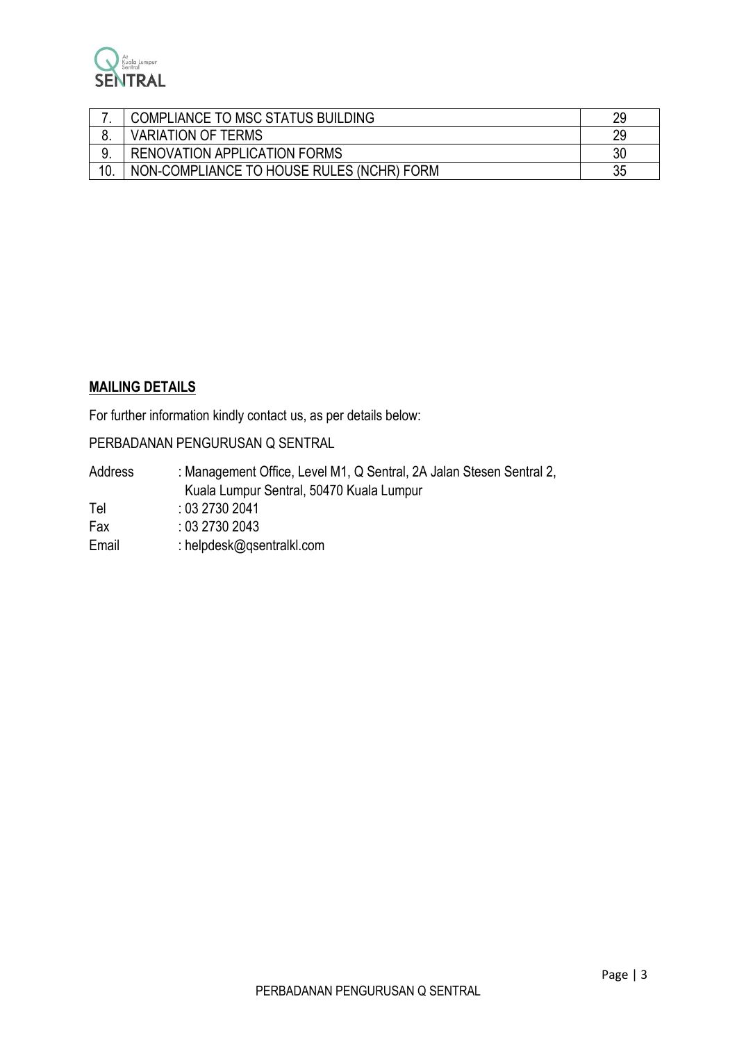| | | |
|---|---|---|
| 7. | COMPLIANCE TO MSC STATUS BUILDING | 29 |
| 8. | VARIATION OF TERMS | 29 |
| 9. | RENOVATION APPLICATION FORMS | 30 |
| 10. | NON-COMPLIANCE TO HOUSE RULES (NCHR) FORM | 35 |

**MAILING DETAILS**

For further information kindly contact us, as per details below:

PERBADANAN PENGURUSAN Q SENTRAL

Address : Management Office, Level M1, Q Sentral, 2A Jalan Stesen Sentral 2, Kuala Lumpur Sentral, 50470 Kuala Lumpur

Tel : 03 2730 2041

Fax : 03 2730 2043

Email : helpdesk@qsentralkl.com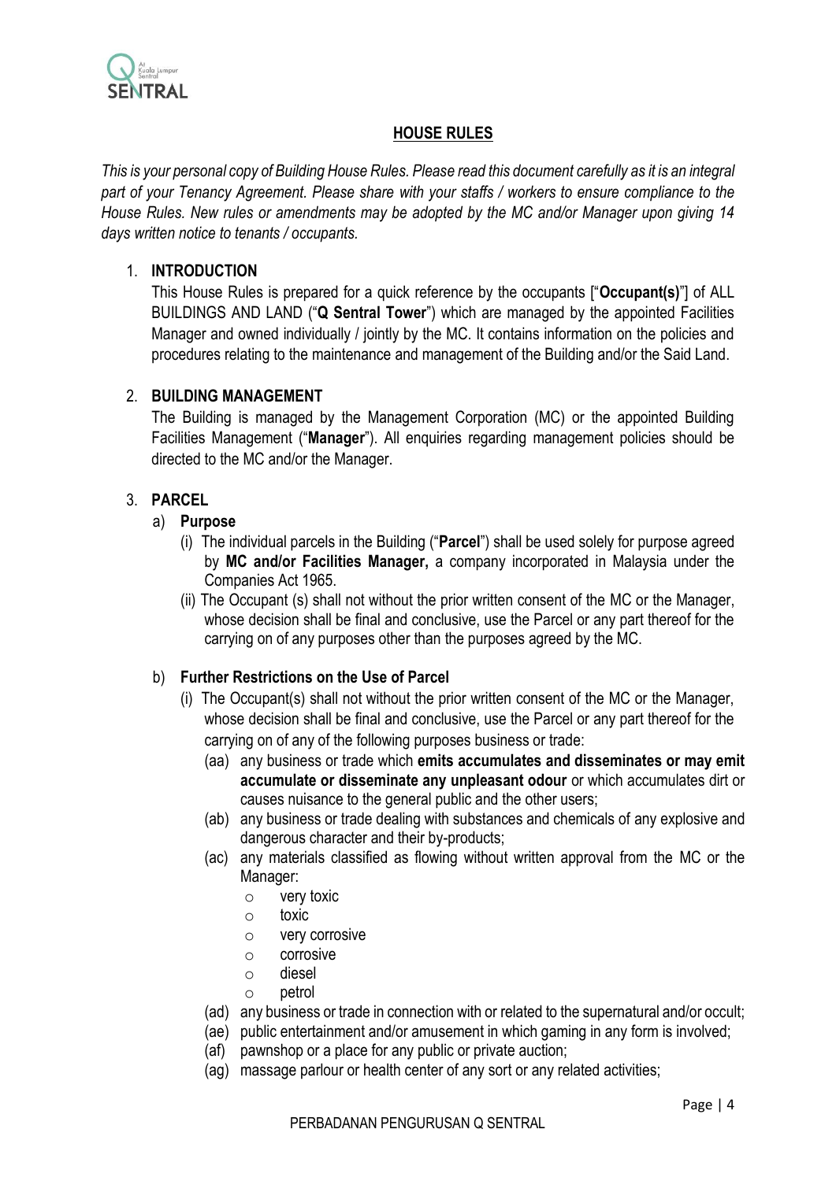## HOUSE RULES

*This is your personal copy of Building House Rules. Please read this document carefully as it is an integral part of your Tenancy Agreement. Please share with your staffs / workers to ensure compliance to the House Rules. New rules or amendments may be adopted by the MC and/or Manager upon giving 14 days written notice to tenants / occupants.*

### 1. INTRODUCTION

This House Rules is prepared for a quick reference by the occupants ["**Occupant(s)**"] of ALL BUILDINGS AND LAND ("**Q Sentral Tower**") which are managed by the appointed Facilities Manager and owned individually / jointly by the MC. It contains information on the policies and procedures relating to the maintenance and management of the Building and/or the Said Land.

### 2. BUILDING MANAGEMENT

The Building is managed by the Management Corporation (MC) or the appointed Building Facilities Management ("**Manager**"). All enquiries regarding management policies should be directed to the MC and/or the Manager.

### 3. PARCEL

a) **Purpose**

(i) The individual parcels in the Building ("**Parcel**") shall be used solely for purpose agreed by **MC and/or Facilities Manager,** a company incorporated in Malaysia under the Companies Act 1965.

(ii) The Occupant (s) shall not without the prior written consent of the MC or the Manager, whose decision shall be final and conclusive, use the Parcel or any part thereof for the carrying on of any purposes other than the purposes agreed by the MC.

b) **Further Restrictions on the Use of Parcel**

(i) The Occupant(s) shall not without the prior written consent of the MC or the Manager, whose decision shall be final and conclusive, use the Parcel or any part thereof for the carrying on of any of the following purposes business or trade:

(aa) any business or trade which **emits accumulates and disseminates or may emit accumulate or disseminate any unpleasant odour** or which accumulates dirt or causes nuisance to the general public and the other users;

(ab) any business or trade dealing with substances and chemicals of any explosive and dangerous character and their by-products;

(ac) any materials classified as flowing without written approval from the MC or the Manager:

- very toxic
- toxic
- very corrosive
- corrosive
- diesel
- petrol

(ad) any business or trade in connection with or related to the supernatural and/or occult;

(ae) public entertainment and/or amusement in which gaming in any form is involved;

(af) pawnshop or a place for any public or private auction;

(ag) massage parlour or health center of any sort or any related activities;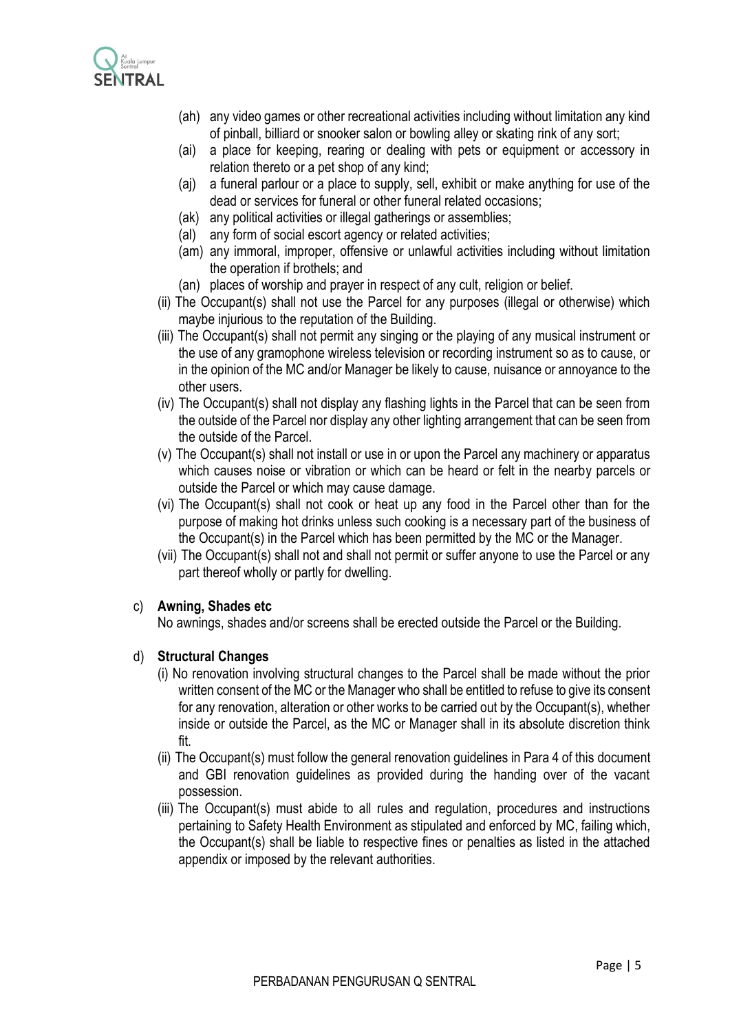(ah) any video games or other recreational activities including without limitation any kind of pinball, billiard or snooker salon or bowling alley or skating rink of any sort;

(ai) a place for keeping, rearing or dealing with pets or equipment or accessory in relation thereto or a pet shop of any kind;

(aj) a funeral parlour or a place to supply, sell, exhibit or make anything for use of the dead or services for funeral or other funeral related occasions;

(ak) any political activities or illegal gatherings or assemblies;

(al) any form of social escort agency or related activities;

(am) any immoral, improper, offensive or unlawful activities including without limitation the operation if brothels; and

(an) places of worship and prayer in respect of any cult, religion or belief.

(ii) The Occupant(s) shall not use the Parcel for any purposes (illegal or otherwise) which maybe injurious to the reputation of the Building.

(iii) The Occupant(s) shall not permit any singing or the playing of any musical instrument or the use of any gramophone wireless television or recording instrument so as to cause, or in the opinion of the MC and/or Manager be likely to cause, nuisance or annoyance to the other users.

(iv) The Occupant(s) shall not display any flashing lights in the Parcel that can be seen from the outside of the Parcel nor display any other lighting arrangement that can be seen from the outside of the Parcel.

(v) The Occupant(s) shall not install or use in or upon the Parcel any machinery or apparatus which causes noise or vibration or which can be heard or felt in the nearby parcels or outside the Parcel or which may cause damage.

(vi) The Occupant(s) shall not cook or heat up any food in the Parcel other than for the purpose of making hot drinks unless such cooking is a necessary part of the business of the Occupant(s) in the Parcel which has been permitted by the MC or the Manager.

(vii) The Occupant(s) shall not and shall not permit or suffer anyone to use the Parcel or any part thereof wholly or partly for dwelling.

c) **Awning, Shades etc**

No awnings, shades and/or screens shall be erected outside the Parcel or the Building.

d) **Structural Changes**

(i) No renovation involving structural changes to the Parcel shall be made without the prior written consent of the MC or the Manager who shall be entitled to refuse to give its consent for any renovation, alteration or other works to be carried out by the Occupant(s), whether inside or outside the Parcel, as the MC or Manager shall in its absolute discretion think fit.

(ii) The Occupant(s) must follow the general renovation guidelines in Para 4 of this document and GBI renovation guidelines as provided during the handing over of the vacant possession.

(iii) The Occupant(s) must abide to all rules and regulation, procedures and instructions pertaining to Safety Health Environment as stipulated and enforced by MC, failing which, the Occupant(s) shall be liable to respective fines or penalties as listed in the attached appendix or imposed by the relevant authorities.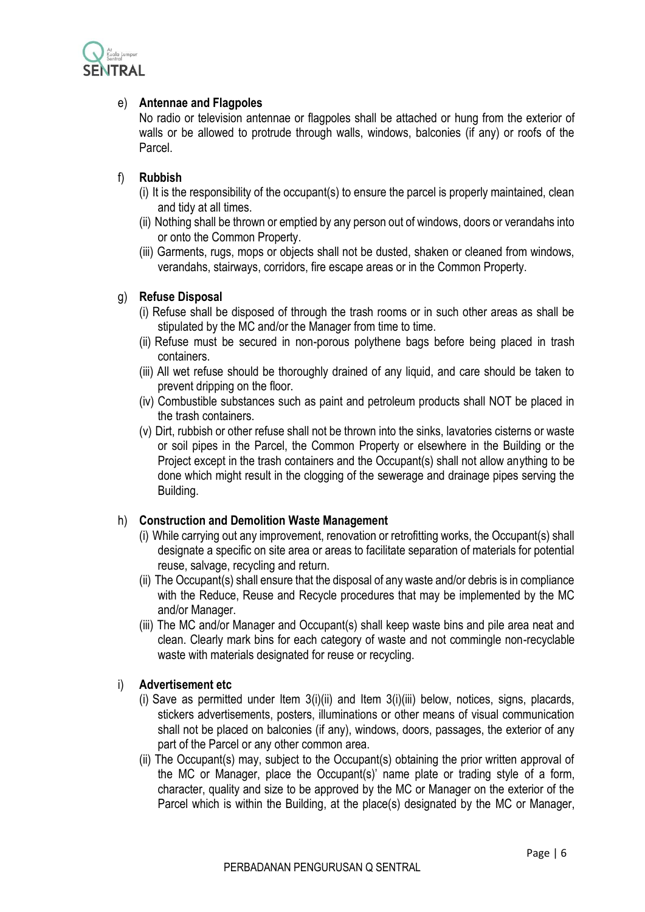e) **Antennae and Flagpoles**

No radio or television antennae or flagpoles shall be attached or hung from the exterior of walls or be allowed to protrude through walls, windows, balconies (if any) or roofs of the Parcel.

f) **Rubbish**

(i) It is the responsibility of the occupant(s) to ensure the parcel is properly maintained, clean and tidy at all times.

(ii) Nothing shall be thrown or emptied by any person out of windows, doors or verandahs into or onto the Common Property.

(iii) Garments, rugs, mops or objects shall not be dusted, shaken or cleaned from windows, verandahs, stairways, corridors, fire escape areas or in the Common Property.

g) **Refuse Disposal**

(i) Refuse shall be disposed of through the trash rooms or in such other areas as shall be stipulated by the MC and/or the Manager from time to time.

(ii) Refuse must be secured in non-porous polythene bags before being placed in trash containers.

(iii) All wet refuse should be thoroughly drained of any liquid, and care should be taken to prevent dripping on the floor.

(iv) Combustible substances such as paint and petroleum products shall NOT be placed in the trash containers.

(v) Dirt, rubbish or other refuse shall not be thrown into the sinks, lavatories cisterns or waste or soil pipes in the Parcel, the Common Property or elsewhere in the Building or the Project except in the trash containers and the Occupant(s) shall not allow anything to be done which might result in the clogging of the sewerage and drainage pipes serving the Building.

h) **Construction and Demolition Waste Management**

(i) While carrying out any improvement, renovation or retrofitting works, the Occupant(s) shall designate a specific on site area or areas to facilitate separation of materials for potential reuse, salvage, recycling and return.

(ii) The Occupant(s) shall ensure that the disposal of any waste and/or debris is in compliance with the Reduce, Reuse and Recycle procedures that may be implemented by the MC and/or Manager.

(iii) The MC and/or Manager and Occupant(s) shall keep waste bins and pile area neat and clean. Clearly mark bins for each category of waste and not commingle non-recyclable waste with materials designated for reuse or recycling.

i) **Advertisement etc**

(i) Save as permitted under Item 3(i)(ii) and Item 3(i)(iii) below, notices, signs, placards, stickers advertisements, posters, illuminations or other means of visual communication shall not be placed on balconies (if any), windows, doors, passages, the exterior of any part of the Parcel or any other common area.

(ii) The Occupant(s) may, subject to the Occupant(s) obtaining the prior written approval of the MC or Manager, place the Occupant(s)' name plate or trading style of a form, character, quality and size to be approved by the MC or Manager on the exterior of the Parcel which is within the Building, at the place(s) designated by the MC or Manager,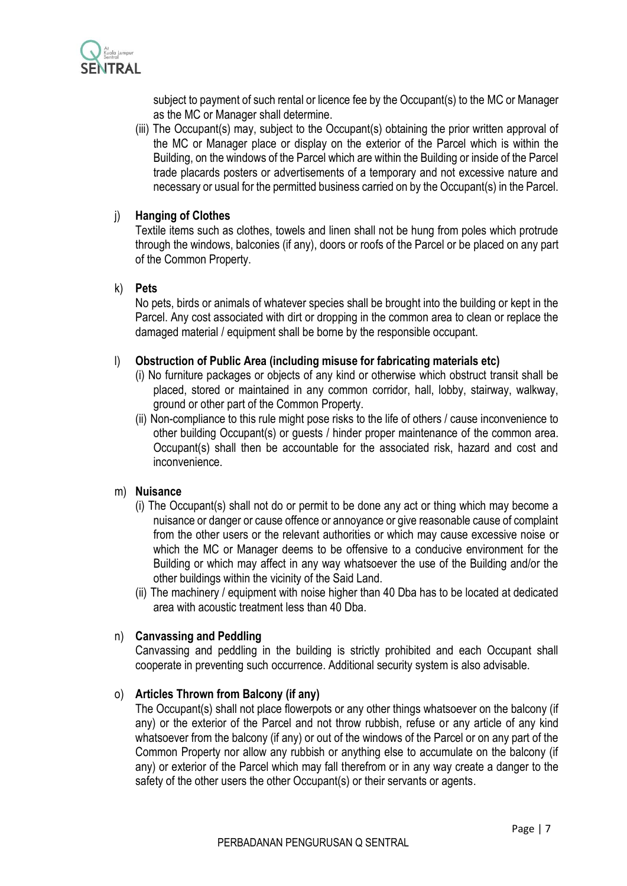subject to payment of such rental or licence fee by the Occupant(s) to the MC or Manager as the MC or Manager shall determine.

(iii) The Occupant(s) may, subject to the Occupant(s) obtaining the prior written approval of the MC or Manager place or display on the exterior of the Parcel which is within the Building, on the windows of the Parcel which are within the Building or inside of the Parcel trade placards posters or advertisements of a temporary and not excessive nature and necessary or usual for the permitted business carried on by the Occupant(s) in the Parcel.

j) **Hanging of Clothes**

Textile items such as clothes, towels and linen shall not be hung from poles which protrude through the windows, balconies (if any), doors or roofs of the Parcel or be placed on any part of the Common Property.

k) **Pets**

No pets, birds or animals of whatever species shall be brought into the building or kept in the Parcel. Any cost associated with dirt or dropping in the common area to clean or replace the damaged material / equipment shall be borne by the responsible occupant.

l) **Obstruction of Public Area (including misuse for fabricating materials etc)**

(i) No furniture packages or objects of any kind or otherwise which obstruct transit shall be placed, stored or maintained in any common corridor, hall, lobby, stairway, walkway, ground or other part of the Common Property.

(ii) Non-compliance to this rule might pose risks to the life of others / cause inconvenience to other building Occupant(s) or guests / hinder proper maintenance of the common area. Occupant(s) shall then be accountable for the associated risk, hazard and cost and inconvenience.

m) **Nuisance**

(i) The Occupant(s) shall not do or permit to be done any act or thing which may become a nuisance or danger or cause offence or annoyance or give reasonable cause of complaint from the other users or the relevant authorities or which may cause excessive noise or which the MC or Manager deems to be offensive to a conducive environment for the Building or which may affect in any way whatsoever the use of the Building and/or the other buildings within the vicinity of the Said Land.

(ii) The machinery / equipment with noise higher than 40 Dba has to be located at dedicated area with acoustic treatment less than 40 Dba.

n) **Canvassing and Peddling**

Canvassing and peddling in the building is strictly prohibited and each Occupant shall cooperate in preventing such occurrence. Additional security system is also advisable.

o) **Articles Thrown from Balcony (if any)**

The Occupant(s) shall not place flowerpots or any other things whatsoever on the balcony (if any) or the exterior of the Parcel and not throw rubbish, refuse or any article of any kind whatsoever from the balcony (if any) or out of the windows of the Parcel or on any part of the Common Property nor allow any rubbish or anything else to accumulate on the balcony (if any) or exterior of the Parcel which may fall therefrom or in any way create a danger to the safety of the other users the other Occupant(s) or their servants or agents.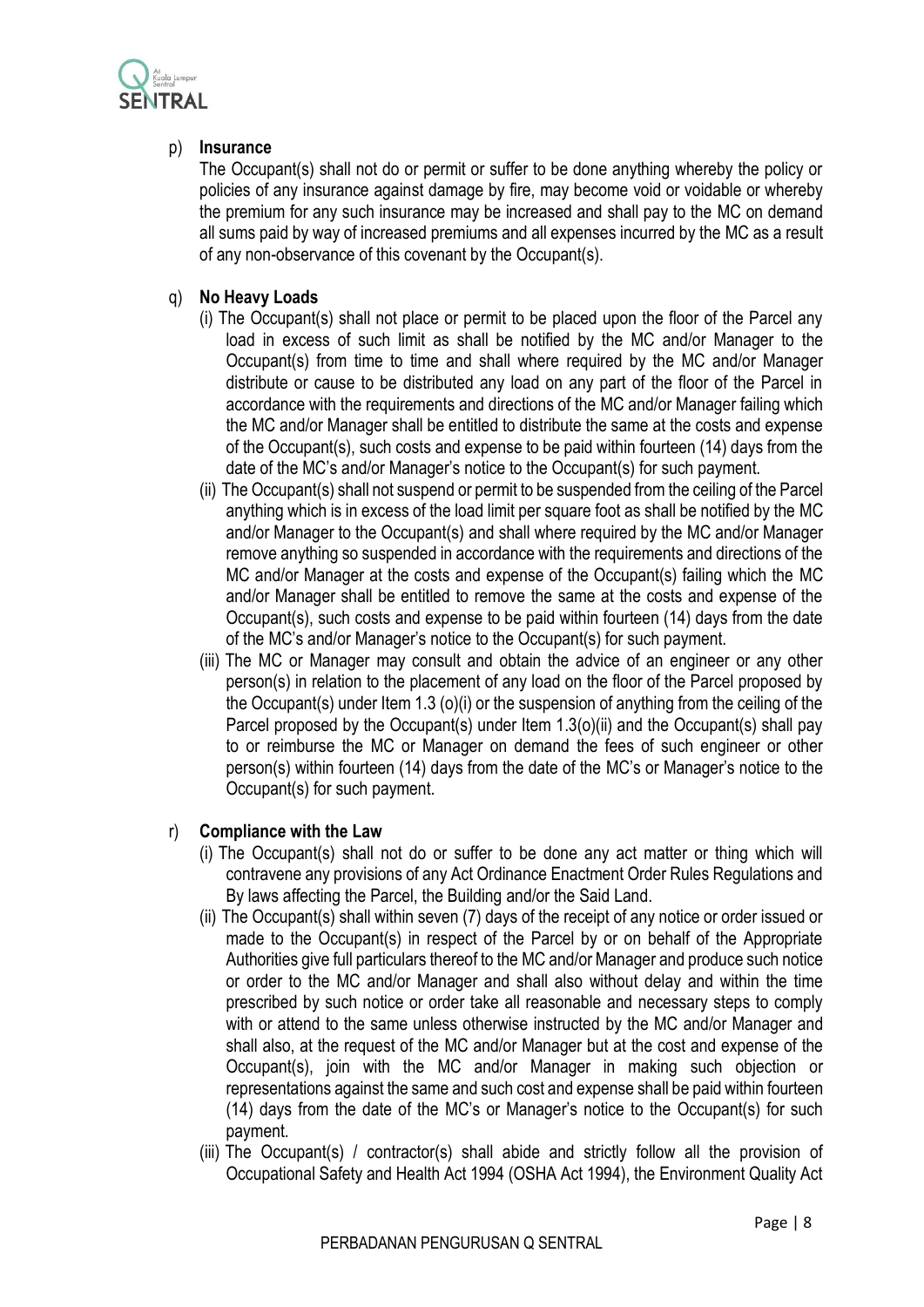p) **Insurance**

The Occupant(s) shall not do or permit or suffer to be done anything whereby the policy or policies of any insurance against damage by fire, may become void or voidable or whereby the premium for any such insurance may be increased and shall pay to the MC on demand all sums paid by way of increased premiums and all expenses incurred by the MC as a result of any non-observance of this covenant by the Occupant(s).

q) **No Heavy Loads**

(i) The Occupant(s) shall not place or permit to be placed upon the floor of the Parcel any load in excess of such limit as shall be notified by the MC and/or Manager to the Occupant(s) from time to time and shall where required by the MC and/or Manager distribute or cause to be distributed any load on any part of the floor of the Parcel in accordance with the requirements and directions of the MC and/or Manager failing which the MC and/or Manager shall be entitled to distribute the same at the costs and expense of the Occupant(s), such costs and expense to be paid within fourteen (14) days from the date of the MC's and/or Manager's notice to the Occupant(s) for such payment.

(ii) The Occupant(s) shall not suspend or permit to be suspended from the ceiling of the Parcel anything which is in excess of the load limit per square foot as shall be notified by the MC and/or Manager to the Occupant(s) and shall where required by the MC and/or Manager remove anything so suspended in accordance with the requirements and directions of the MC and/or Manager at the costs and expense of the Occupant(s) failing which the MC and/or Manager shall be entitled to remove the same at the costs and expense of the Occupant(s), such costs and expense to be paid within fourteen (14) days from the date of the MC's and/or Manager's notice to the Occupant(s) for such payment.

(iii) The MC or Manager may consult and obtain the advice of an engineer or any other person(s) in relation to the placement of any load on the floor of the Parcel proposed by the Occupant(s) under Item 1.3 (o)(i) or the suspension of anything from the ceiling of the Parcel proposed by the Occupant(s) under Item 1.3(o)(ii) and the Occupant(s) shall pay to or reimburse the MC or Manager on demand the fees of such engineer or other person(s) within fourteen (14) days from the date of the MC's or Manager's notice to the Occupant(s) for such payment.

r) **Compliance with the Law**

(i) The Occupant(s) shall not do or suffer to be done any act matter or thing which will contravene any provisions of any Act Ordinance Enactment Order Rules Regulations and By laws affecting the Parcel, the Building and/or the Said Land.

(ii) The Occupant(s) shall within seven (7) days of the receipt of any notice or order issued or made to the Occupant(s) in respect of the Parcel by or on behalf of the Appropriate Authorities give full particulars thereof to the MC and/or Manager and produce such notice or order to the MC and/or Manager and shall also without delay and within the time prescribed by such notice or order take all reasonable and necessary steps to comply with or attend to the same unless otherwise instructed by the MC and/or Manager and shall also, at the request of the MC and/or Manager but at the cost and expense of the Occupant(s), join with the MC and/or Manager in making such objection or representations against the same and such cost and expense shall be paid within fourteen (14) days from the date of the MC's or Manager's notice to the Occupant(s) for such payment.

(iii) The Occupant(s) / contractor(s) shall abide and strictly follow all the provision of Occupational Safety and Health Act 1994 (OSHA Act 1994), the Environment Quality Act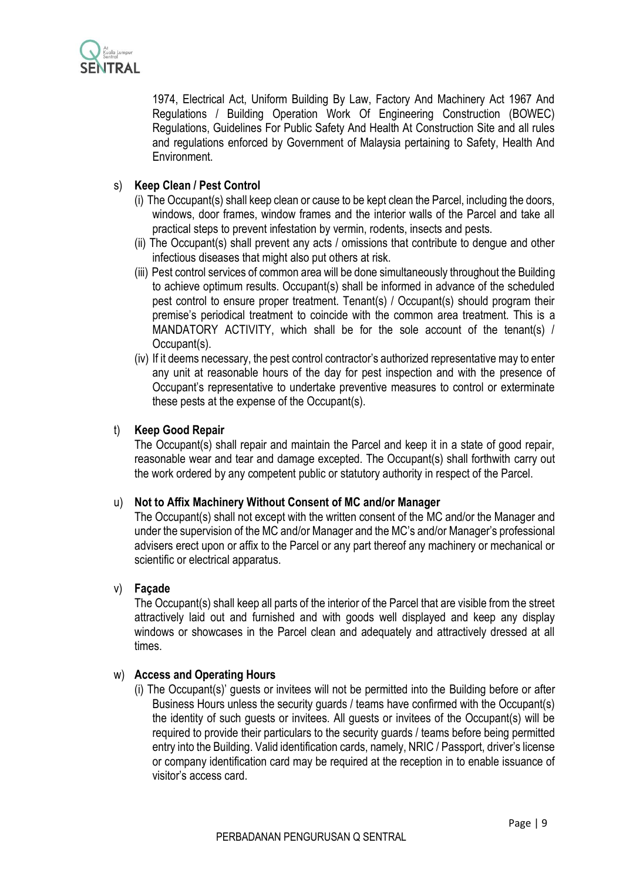1974, Electrical Act, Uniform Building By Law, Factory And Machinery Act 1967 And Regulations / Building Operation Work Of Engineering Construction (BOWEC) Regulations, Guidelines For Public Safety And Health At Construction Site and all rules and regulations enforced by Government of Malaysia pertaining to Safety, Health And Environment.

s) **Keep Clean / Pest Control**

(i) The Occupant(s) shall keep clean or cause to be kept clean the Parcel, including the doors, windows, door frames, window frames and the interior walls of the Parcel and take all practical steps to prevent infestation by vermin, rodents, insects and pests.

(ii) The Occupant(s) shall prevent any acts / omissions that contribute to dengue and other infectious diseases that might also put others at risk.

(iii) Pest control services of common area will be done simultaneously throughout the Building to achieve optimum results. Occupant(s) shall be informed in advance of the scheduled pest control to ensure proper treatment. Tenant(s) / Occupant(s) should program their premise's periodical treatment to coincide with the common area treatment. This is a MANDATORY ACTIVITY, which shall be for the sole account of the tenant(s) / Occupant(s).

(iv) If it deems necessary, the pest control contractor's authorized representative may to enter any unit at reasonable hours of the day for pest inspection and with the presence of Occupant's representative to undertake preventive measures to control or exterminate these pests at the expense of the Occupant(s).

t) **Keep Good Repair**

The Occupant(s) shall repair and maintain the Parcel and keep it in a state of good repair, reasonable wear and tear and damage excepted. The Occupant(s) shall forthwith carry out the work ordered by any competent public or statutory authority in respect of the Parcel.

u) **Not to Affix Machinery Without Consent of MC and/or Manager**

The Occupant(s) shall not except with the written consent of the MC and/or the Manager and under the supervision of the MC and/or Manager and the MC's and/or Manager's professional advisers erect upon or affix to the Parcel or any part thereof any machinery or mechanical or scientific or electrical apparatus.

v) **Façade**

The Occupant(s) shall keep all parts of the interior of the Parcel that are visible from the street attractively laid out and furnished and with goods well displayed and keep any display windows or showcases in the Parcel clean and adequately and attractively dressed at all times.

w) **Access and Operating Hours**

(i) The Occupant(s)' guests or invitees will not be permitted into the Building before or after Business Hours unless the security guards / teams have confirmed with the Occupant(s) the identity of such guests or invitees. All guests or invitees of the Occupant(s) will be required to provide their particulars to the security guards / teams before being permitted entry into the Building. Valid identification cards, namely, NRIC / Passport, driver's license or company identification card may be required at the reception in to enable issuance of visitor's access card.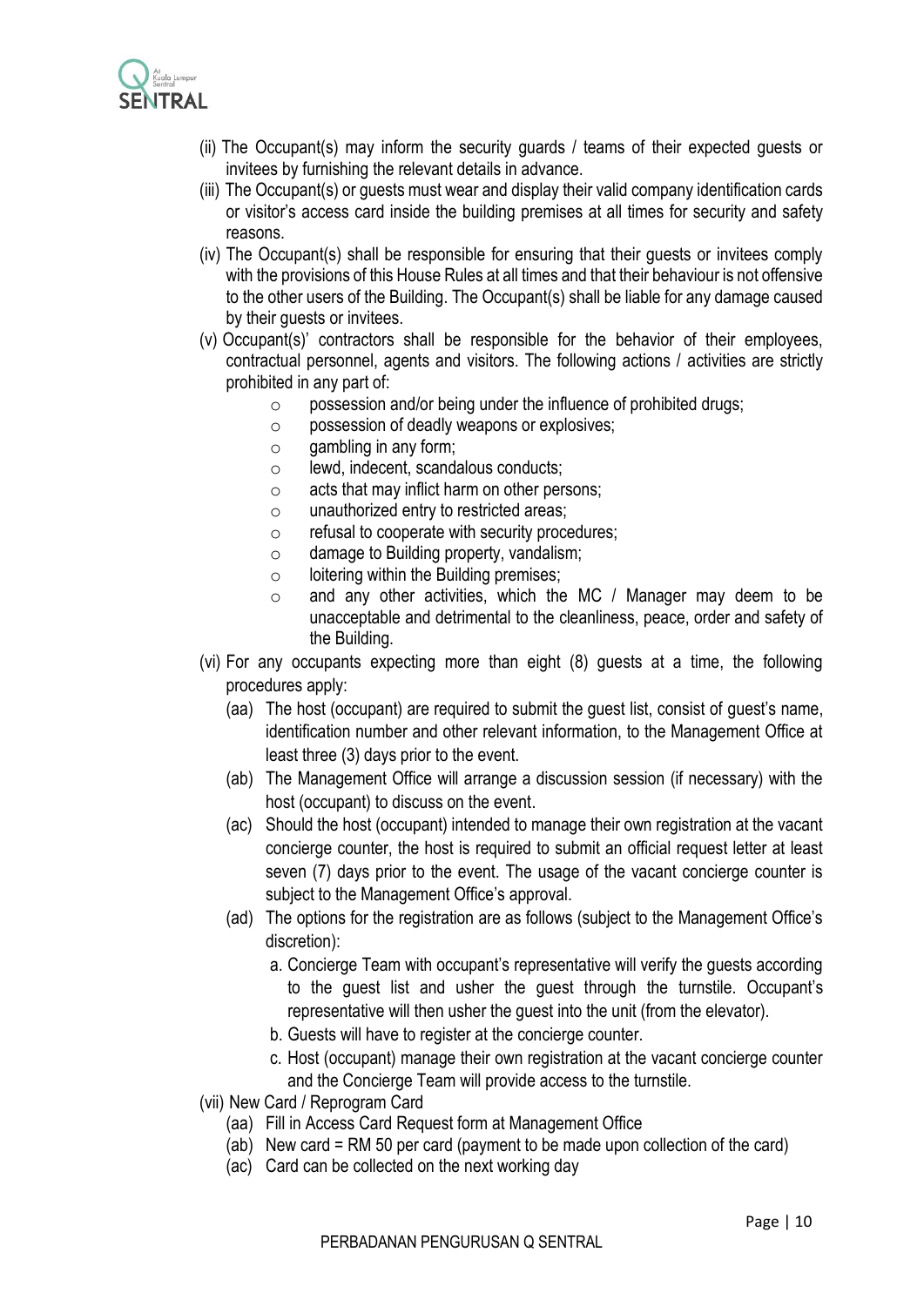(ii) The Occupant(s) may inform the security guards / teams of their expected guests or invitees by furnishing the relevant details in advance.

(iii) The Occupant(s) or guests must wear and display their valid company identification cards or visitor's access card inside the building premises at all times for security and safety reasons.

(iv) The Occupant(s) shall be responsible for ensuring that their guests or invitees comply with the provisions of this House Rules at all times and that their behaviour is not offensive to the other users of the Building. The Occupant(s) shall be liable for any damage caused by their guests or invitees.

(v) Occupant(s)' contractors shall be responsible for the behavior of their employees, contractual personnel, agents and visitors. The following actions / activities are strictly prohibited in any part of:

- possession and/or being under the influence of prohibited drugs;
- possession of deadly weapons or explosives;
- gambling in any form;
- lewd, indecent, scandalous conducts;
- acts that may inflict harm on other persons;
- unauthorized entry to restricted areas;
- refusal to cooperate with security procedures;
- damage to Building property, vandalism;
- loitering within the Building premises;
- and any other activities, which the MC / Manager may deem to be unacceptable and detrimental to the cleanliness, peace, order and safety of the Building.

(vi) For any occupants expecting more than eight (8) guests at a time, the following procedures apply:

(aa) The host (occupant) are required to submit the guest list, consist of guest's name, identification number and other relevant information, to the Management Office at least three (3) days prior to the event.

(ab) The Management Office will arrange a discussion session (if necessary) with the host (occupant) to discuss on the event.

(ac) Should the host (occupant) intended to manage their own registration at the vacant concierge counter, the host is required to submit an official request letter at least seven (7) days prior to the event. The usage of the vacant concierge counter is subject to the Management Office's approval.

(ad) The options for the registration are as follows (subject to the Management Office's discretion):

a. Concierge Team with occupant's representative will verify the guests according to the guest list and usher the guest through the turnstile. Occupant's representative will then usher the guest into the unit (from the elevator).

b. Guests will have to register at the concierge counter.

c. Host (occupant) manage their own registration at the vacant concierge counter and the Concierge Team will provide access to the turnstile.

(vii) New Card / Reprogram Card

(aa) Fill in Access Card Request form at Management Office

(ab) New card = RM 50 per card (payment to be made upon collection of the card)

(ac) Card can be collected on the next working day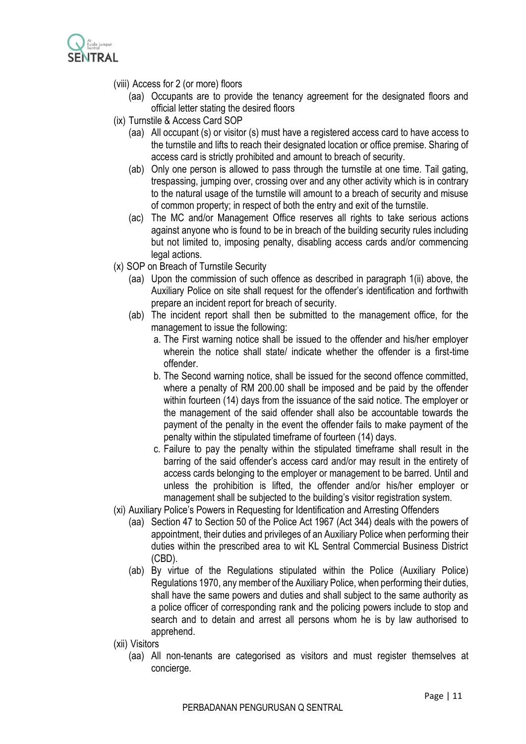(viii) Access for 2 (or more) floors

- (aa) Occupants are to provide the tenancy agreement for the designated floors and official letter stating the desired floors

(ix) Turnstile & Access Card SOP

- (aa) All occupant (s) or visitor (s) must have a registered access card to have access to the turnstile and lifts to reach their designated location or office premise. Sharing of access card is strictly prohibited and amount to breach of security.
- (ab) Only one person is allowed to pass through the turnstile at one time. Tail gating, trespassing, jumping over, crossing over and any other activity which is in contrary to the natural usage of the turnstile will amount to a breach of security and misuse of common property; in respect of both the entry and exit of the turnstile.
- (ac) The MC and/or Management Office reserves all rights to take serious actions against anyone who is found to be in breach of the building security rules including but not limited to, imposing penalty, disabling access cards and/or commencing legal actions.

(x) SOP on Breach of Turnstile Security

- (aa) Upon the commission of such offence as described in paragraph 1(ii) above, the Auxiliary Police on site shall request for the offender's identification and forthwith prepare an incident report for breach of security.
- (ab) The incident report shall then be submitted to the management office, for the management to issue the following:
  - a. The First warning notice shall be issued to the offender and his/her employer wherein the notice shall state/ indicate whether the offender is a first-time offender.
  - b. The Second warning notice, shall be issued for the second offence committed, where a penalty of RM 200.00 shall be imposed and be paid by the offender within fourteen (14) days from the issuance of the said notice. The employer or the management of the said offender shall also be accountable towards the payment of the penalty in the event the offender fails to make payment of the penalty within the stipulated timeframe of fourteen (14) days.
  - c. Failure to pay the penalty within the stipulated timeframe shall result in the barring of the said offender's access card and/or may result in the entirety of access cards belonging to the employer or management to be barred. Until and unless the prohibition is lifted, the offender and/or his/her employer or management shall be subjected to the building's visitor registration system.

(xi) Auxiliary Police's Powers in Requesting for Identification and Arresting Offenders

- (aa) Section 47 to Section 50 of the Police Act 1967 (Act 344) deals with the powers of appointment, their duties and privileges of an Auxiliary Police when performing their duties within the prescribed area to wit KL Sentral Commercial Business District (CBD).
- (ab) By virtue of the Regulations stipulated within the Police (Auxiliary Police) Regulations 1970, any member of the Auxiliary Police, when performing their duties, shall have the same powers and duties and shall subject to the same authority as a police officer of corresponding rank and the policing powers include to stop and search and to detain and arrest all persons whom he is by law authorised to apprehend.

(xii) Visitors

- (aa) All non-tenants are categorised as visitors and must register themselves at concierge.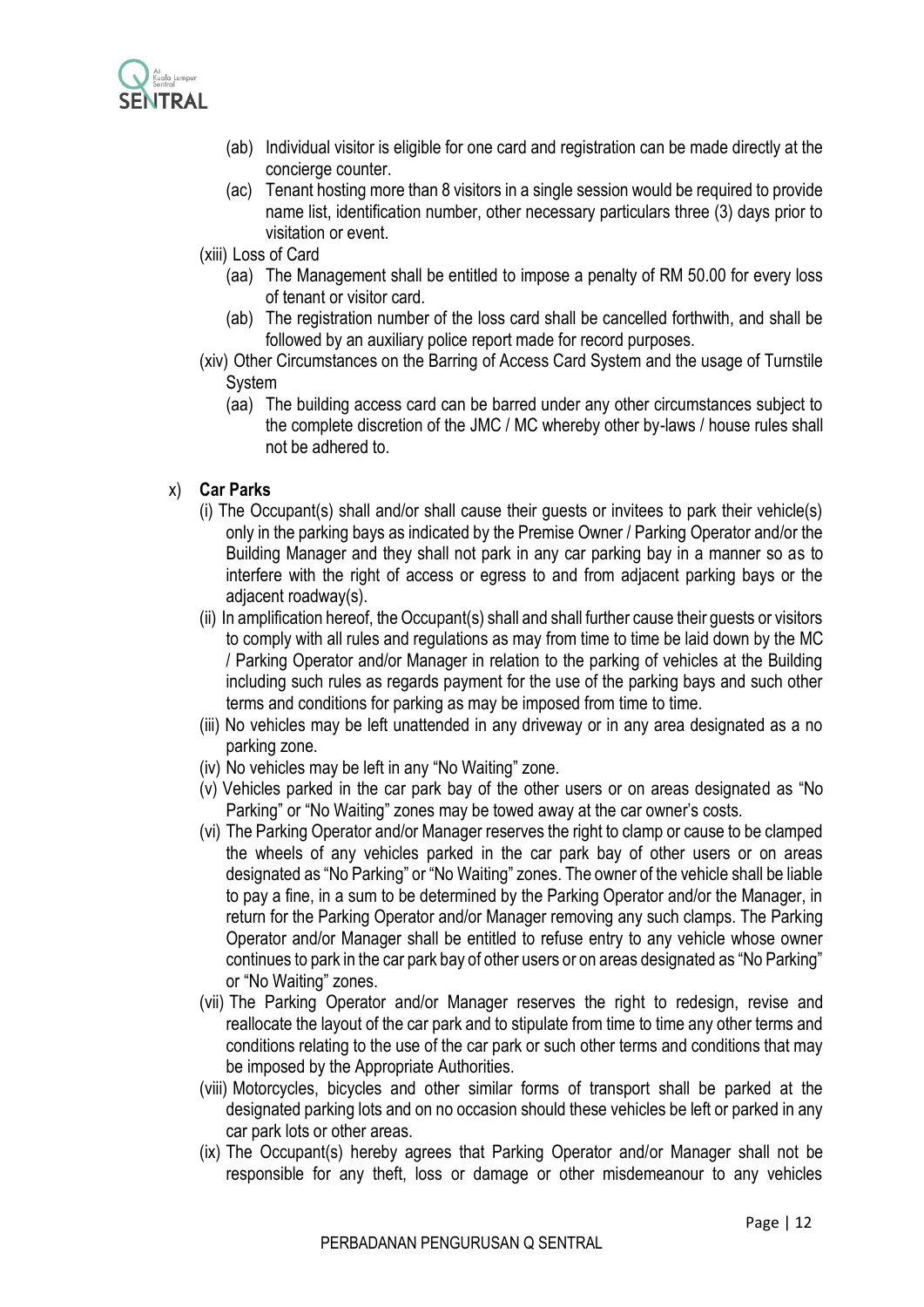(ab) Individual visitor is eligible for one card and registration can be made directly at the concierge counter.

(ac) Tenant hosting more than 8 visitors in a single session would be required to provide name list, identification number, other necessary particulars three (3) days prior to visitation or event.

(xiii) Loss of Card

(aa) The Management shall be entitled to impose a penalty of RM 50.00 for every loss of tenant or visitor card.

(ab) The registration number of the loss card shall be cancelled forthwith, and shall be followed by an auxiliary police report made for record purposes.

(xiv) Other Circumstances on the Barring of Access Card System and the usage of Turnstile System

(aa) The building access card can be barred under any other circumstances subject to the complete discretion of the JMC / MC whereby other by-laws / house rules shall not be adhered to.

x) **Car Parks**

(i) The Occupant(s) shall and/or shall cause their guests or invitees to park their vehicle(s) only in the parking bays as indicated by the Premise Owner / Parking Operator and/or the Building Manager and they shall not park in any car parking bay in a manner so as to interfere with the right of access or egress to and from adjacent parking bays or the adjacent roadway(s).

(ii) In amplification hereof, the Occupant(s) shall and shall further cause their guests or visitors to comply with all rules and regulations as may from time to time be laid down by the MC / Parking Operator and/or Manager in relation to the parking of vehicles at the Building including such rules as regards payment for the use of the parking bays and such other terms and conditions for parking as may be imposed from time to time.

(iii) No vehicles may be left unattended in any driveway or in any area designated as a no parking zone.

(iv) No vehicles may be left in any "No Waiting" zone.

(v) Vehicles parked in the car park bay of the other users or on areas designated as "No Parking" or "No Waiting" zones may be towed away at the car owner's costs.

(vi) The Parking Operator and/or Manager reserves the right to clamp or cause to be clamped the wheels of any vehicles parked in the car park bay of other users or on areas designated as "No Parking" or "No Waiting" zones. The owner of the vehicle shall be liable to pay a fine, in a sum to be determined by the Parking Operator and/or the Manager, in return for the Parking Operator and/or Manager removing any such clamps. The Parking Operator and/or Manager shall be entitled to refuse entry to any vehicle whose owner continues to park in the car park bay of other users or on areas designated as "No Parking" or "No Waiting" zones.

(vii) The Parking Operator and/or Manager reserves the right to redesign, revise and reallocate the layout of the car park and to stipulate from time to time any other terms and conditions relating to the use of the car park or such other terms and conditions that may be imposed by the Appropriate Authorities.

(viii) Motorcycles, bicycles and other similar forms of transport shall be parked at the designated parking lots and on no occasion should these vehicles be left or parked in any car park lots or other areas.

(ix) The Occupant(s) hereby agrees that Parking Operator and/or Manager shall not be responsible for any theft, loss or damage or other misdemeanour to any vehicles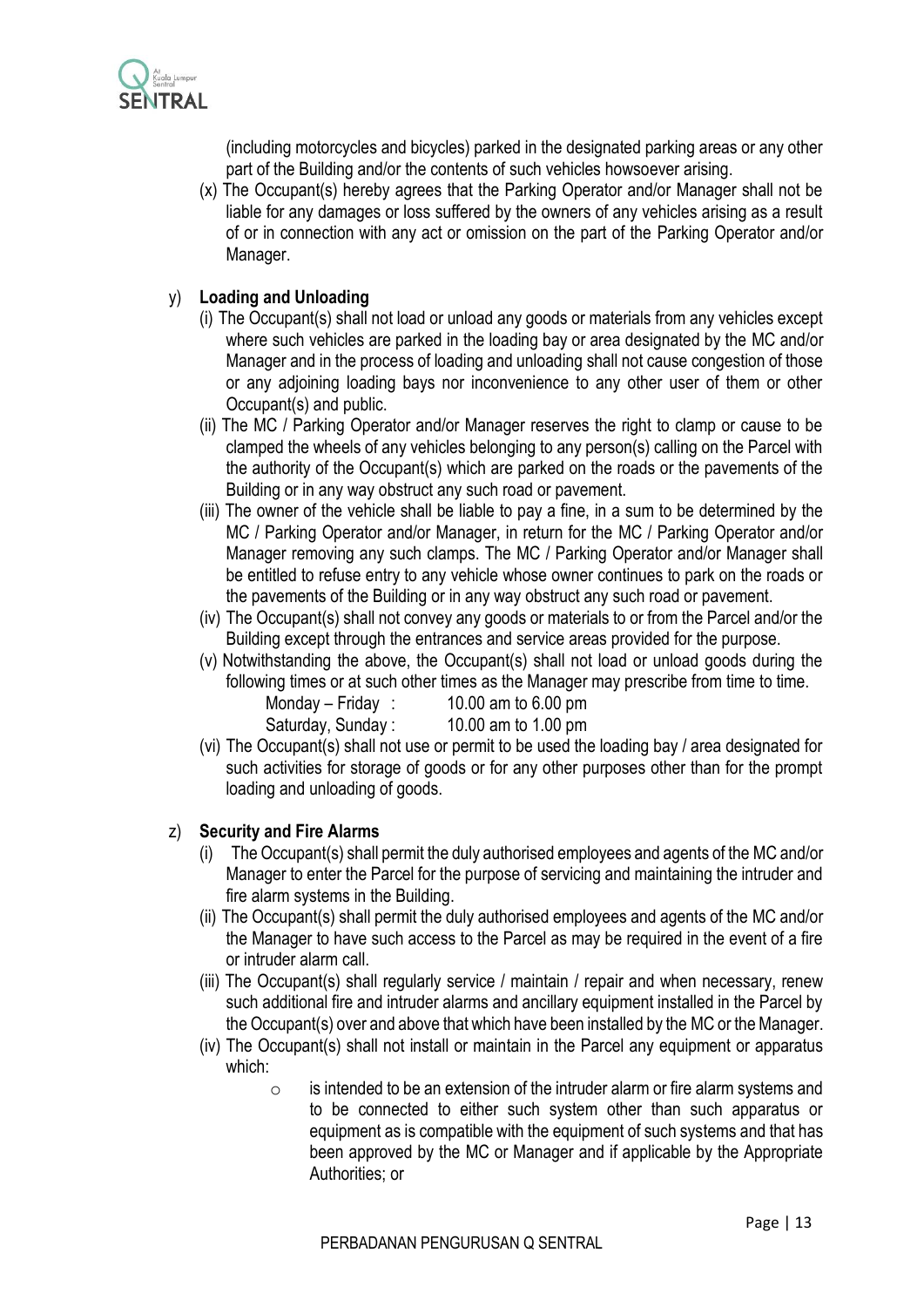(including motorcycles and bicycles) parked in the designated parking areas or any other part of the Building and/or the contents of such vehicles howsoever arising.

(x) The Occupant(s) hereby agrees that the Parking Operator and/or Manager shall not be liable for any damages or loss suffered by the owners of any vehicles arising as a result of or in connection with any act or omission on the part of the Parking Operator and/or Manager.

y) **Loading and Unloading**

(i) The Occupant(s) shall not load or unload any goods or materials from any vehicles except where such vehicles are parked in the loading bay or area designated by the MC and/or Manager and in the process of loading and unloading shall not cause congestion of those or any adjoining loading bays nor inconvenience to any other user of them or other Occupant(s) and public.

(ii) The MC / Parking Operator and/or Manager reserves the right to clamp or cause to be clamped the wheels of any vehicles belonging to any person(s) calling on the Parcel with the authority of the Occupant(s) which are parked on the roads or the pavements of the Building or in any way obstruct any such road or pavement.

(iii) The owner of the vehicle shall be liable to pay a fine, in a sum to be determined by the MC / Parking Operator and/or Manager, in return for the MC / Parking Operator and/or Manager removing any such clamps. The MC / Parking Operator and/or Manager shall be entitled to refuse entry to any vehicle whose owner continues to park on the roads or the pavements of the Building or in any way obstruct any such road or pavement.

(iv) The Occupant(s) shall not convey any goods or materials to or from the Parcel and/or the Building except through the entrances and service areas provided for the purpose.

(v) Notwithstanding the above, the Occupant(s) shall not load or unload goods during the following times or at such other times as the Manager may prescribe from time to time.

Monday – Friday : 10.00 am to 6.00 pm
Saturday, Sunday : 10.00 am to 1.00 pm

(vi) The Occupant(s) shall not use or permit to be used the loading bay / area designated for such activities for storage of goods or for any other purposes other than for the prompt loading and unloading of goods.

z) **Security and Fire Alarms**

(i) The Occupant(s) shall permit the duly authorised employees and agents of the MC and/or Manager to enter the Parcel for the purpose of servicing and maintaining the intruder and fire alarm systems in the Building.

(ii) The Occupant(s) shall permit the duly authorised employees and agents of the MC and/or the Manager to have such access to the Parcel as may be required in the event of a fire or intruder alarm call.

(iii) The Occupant(s) shall regularly service / maintain / repair and when necessary, renew such additional fire and intruder alarms and ancillary equipment installed in the Parcel by the Occupant(s) over and above that which have been installed by the MC or the Manager.

(iv) The Occupant(s) shall not install or maintain in the Parcel any equipment or apparatus which:

- is intended to be an extension of the intruder alarm or fire alarm systems and to be connected to either such system other than such apparatus or equipment as is compatible with the equipment of such systems and that has been approved by the MC or Manager and if applicable by the Appropriate Authorities; or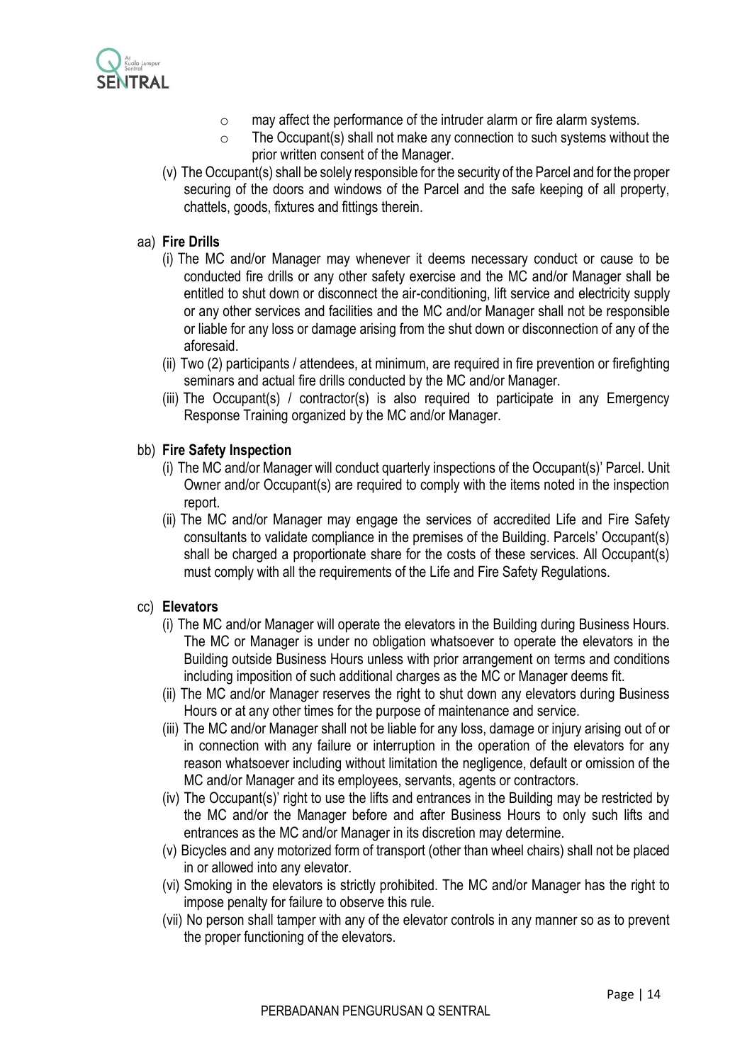- may affect the performance of the intruder alarm or fire alarm systems.
- The Occupant(s) shall not make any connection to such systems without the prior written consent of the Manager.

(v) The Occupant(s) shall be solely responsible for the security of the Parcel and for the proper securing of the doors and windows of the Parcel and the safe keeping of all property, chattels, goods, fixtures and fittings therein.

aa) **Fire Drills**

(i) The MC and/or Manager may whenever it deems necessary conduct or cause to be conducted fire drills or any other safety exercise and the MC and/or Manager shall be entitled to shut down or disconnect the air-conditioning, lift service and electricity supply or any other services and facilities and the MC and/or Manager shall not be responsible or liable for any loss or damage arising from the shut down or disconnection of any of the aforesaid.

(ii) Two (2) participants / attendees, at minimum, are required in fire prevention or firefighting seminars and actual fire drills conducted by the MC and/or Manager.

(iii) The Occupant(s) / contractor(s) is also required to participate in any Emergency Response Training organized by the MC and/or Manager.

bb) **Fire Safety Inspection**

(i) The MC and/or Manager will conduct quarterly inspections of the Occupant(s)' Parcel. Unit Owner and/or Occupant(s) are required to comply with the items noted in the inspection report.

(ii) The MC and/or Manager may engage the services of accredited Life and Fire Safety consultants to validate compliance in the premises of the Building. Parcels' Occupant(s) shall be charged a proportionate share for the costs of these services. All Occupant(s) must comply with all the requirements of the Life and Fire Safety Regulations.

cc) **Elevators**

(i) The MC and/or Manager will operate the elevators in the Building during Business Hours. The MC or Manager is under no obligation whatsoever to operate the elevators in the Building outside Business Hours unless with prior arrangement on terms and conditions including imposition of such additional charges as the MC or Manager deems fit.

(ii) The MC and/or Manager reserves the right to shut down any elevators during Business Hours or at any other times for the purpose of maintenance and service.

(iii) The MC and/or Manager shall not be liable for any loss, damage or injury arising out of or in connection with any failure or interruption in the operation of the elevators for any reason whatsoever including without limitation the negligence, default or omission of the MC and/or Manager and its employees, servants, agents or contractors.

(iv) The Occupant(s)' right to use the lifts and entrances in the Building may be restricted by the MC and/or the Manager before and after Business Hours to only such lifts and entrances as the MC and/or Manager in its discretion may determine.

(v) Bicycles and any motorized form of transport (other than wheel chairs) shall not be placed in or allowed into any elevator.

(vi) Smoking in the elevators is strictly prohibited. The MC and/or Manager has the right to impose penalty for failure to observe this rule.

(vii) No person shall tamper with any of the elevator controls in any manner so as to prevent the proper functioning of the elevators.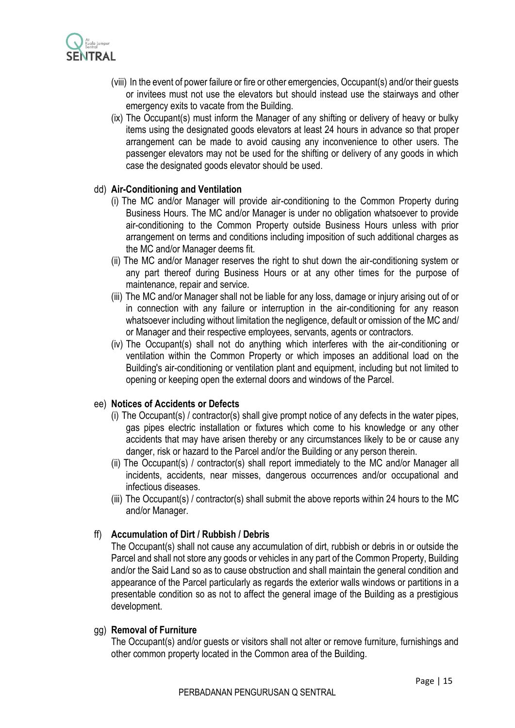(viii) In the event of power failure or fire or other emergencies, Occupant(s) and/or their guests or invitees must not use the elevators but should instead use the stairways and other emergency exits to vacate from the Building.

(ix) The Occupant(s) must inform the Manager of any shifting or delivery of heavy or bulky items using the designated goods elevators at least 24 hours in advance so that proper arrangement can be made to avoid causing any inconvenience to other users. The passenger elevators may not be used for the shifting or delivery of any goods in which case the designated goods elevator should be used.

dd) **Air-Conditioning and Ventilation**

(i) The MC and/or Manager will provide air-conditioning to the Common Property during Business Hours. The MC and/or Manager is under no obligation whatsoever to provide air-conditioning to the Common Property outside Business Hours unless with prior arrangement on terms and conditions including imposition of such additional charges as the MC and/or Manager deems fit.

(ii) The MC and/or Manager reserves the right to shut down the air-conditioning system or any part thereof during Business Hours or at any other times for the purpose of maintenance, repair and service.

(iii) The MC and/or Manager shall not be liable for any loss, damage or injury arising out of or in connection with any failure or interruption in the air-conditioning for any reason whatsoever including without limitation the negligence, default or omission of the MC and/ or Manager and their respective employees, servants, agents or contractors.

(iv) The Occupant(s) shall not do anything which interferes with the air-conditioning or ventilation within the Common Property or which imposes an additional load on the Building's air-conditioning or ventilation plant and equipment, including but not limited to opening or keeping open the external doors and windows of the Parcel.

ee) **Notices of Accidents or Defects**

(i) The Occupant(s) / contractor(s) shall give prompt notice of any defects in the water pipes, gas pipes electric installation or fixtures which come to his knowledge or any other accidents that may have arisen thereby or any circumstances likely to be or cause any danger, risk or hazard to the Parcel and/or the Building or any person therein.

(ii) The Occupant(s) / contractor(s) shall report immediately to the MC and/or Manager all incidents, accidents, near misses, dangerous occurrences and/or occupational and infectious diseases.

(iii) The Occupant(s) / contractor(s) shall submit the above reports within 24 hours to the MC and/or Manager.

ff) **Accumulation of Dirt / Rubbish / Debris**

The Occupant(s) shall not cause any accumulation of dirt, rubbish or debris in or outside the Parcel and shall not store any goods or vehicles in any part of the Common Property, Building and/or the Said Land so as to cause obstruction and shall maintain the general condition and appearance of the Parcel particularly as regards the exterior walls windows or partitions in a presentable condition so as not to affect the general image of the Building as a prestigious development.

gg) **Removal of Furniture**

The Occupant(s) and/or guests or visitors shall not alter or remove furniture, furnishings and other common property located in the Common area of the Building.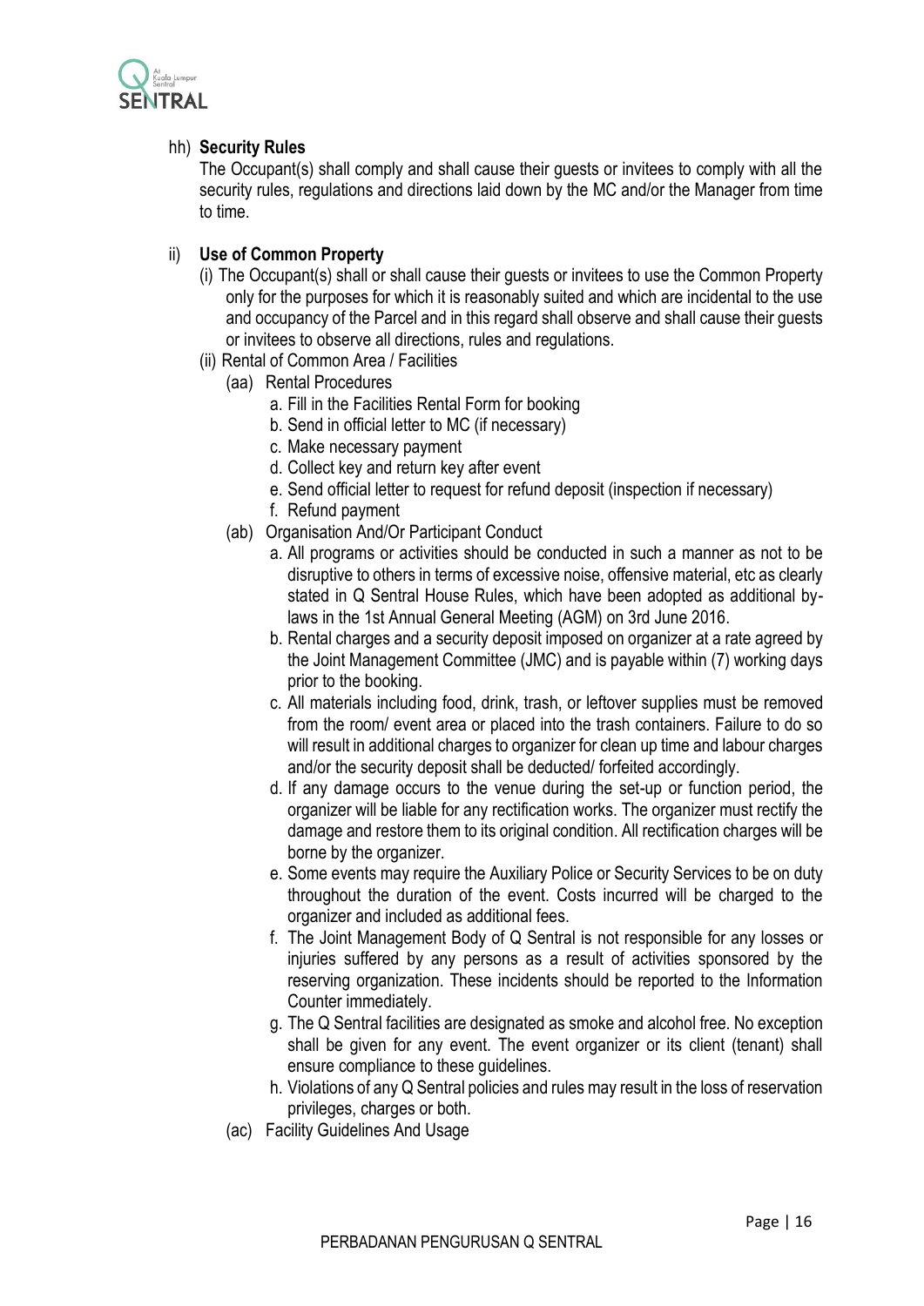hh) **Security Rules**

The Occupant(s) shall comply and shall cause their guests or invitees to comply with all the security rules, regulations and directions laid down by the MC and/or the Manager from time to time.

ii) **Use of Common Property**

(i) The Occupant(s) shall or shall cause their guests or invitees to use the Common Property only for the purposes for which it is reasonably suited and which are incidental to the use and occupancy of the Parcel and in this regard shall observe and shall cause their guests or invitees to observe all directions, rules and regulations.

(ii) Rental of Common Area / Facilities

(aa) Rental Procedures

a. Fill in the Facilities Rental Form for booking
b. Send in official letter to MC (if necessary)
c. Make necessary payment
d. Collect key and return key after event
e. Send official letter to request for refund deposit (inspection if necessary)
f. Refund payment

(ab) Organisation And/Or Participant Conduct

a. All programs or activities should be conducted in such a manner as not to be disruptive to others in terms of excessive noise, offensive material, etc as clearly stated in Q Sentral House Rules, which have been adopted as additional by-laws in the 1st Annual General Meeting (AGM) on 3rd June 2016.
b. Rental charges and a security deposit imposed on organizer at a rate agreed by the Joint Management Committee (JMC) and is payable within (7) working days prior to the booking.
c. All materials including food, drink, trash, or leftover supplies must be removed from the room/ event area or placed into the trash containers. Failure to do so will result in additional charges to organizer for clean up time and labour charges and/or the security deposit shall be deducted/ forfeited accordingly.
d. If any damage occurs to the venue during the set-up or function period, the organizer will be liable for any rectification works. The organizer must rectify the damage and restore them to its original condition. All rectification charges will be borne by the organizer.
e. Some events may require the Auxiliary Police or Security Services to be on duty throughout the duration of the event. Costs incurred will be charged to the organizer and included as additional fees.
f. The Joint Management Body of Q Sentral is not responsible for any losses or injuries suffered by any persons as a result of activities sponsored by the reserving organization. These incidents should be reported to the Information Counter immediately.
g. The Q Sentral facilities are designated as smoke and alcohol free. No exception shall be given for any event. The event organizer or its client (tenant) shall ensure compliance to these guidelines.
h. Violations of any Q Sentral policies and rules may result in the loss of reservation privileges, charges or both.

(ac) Facility Guidelines And Usage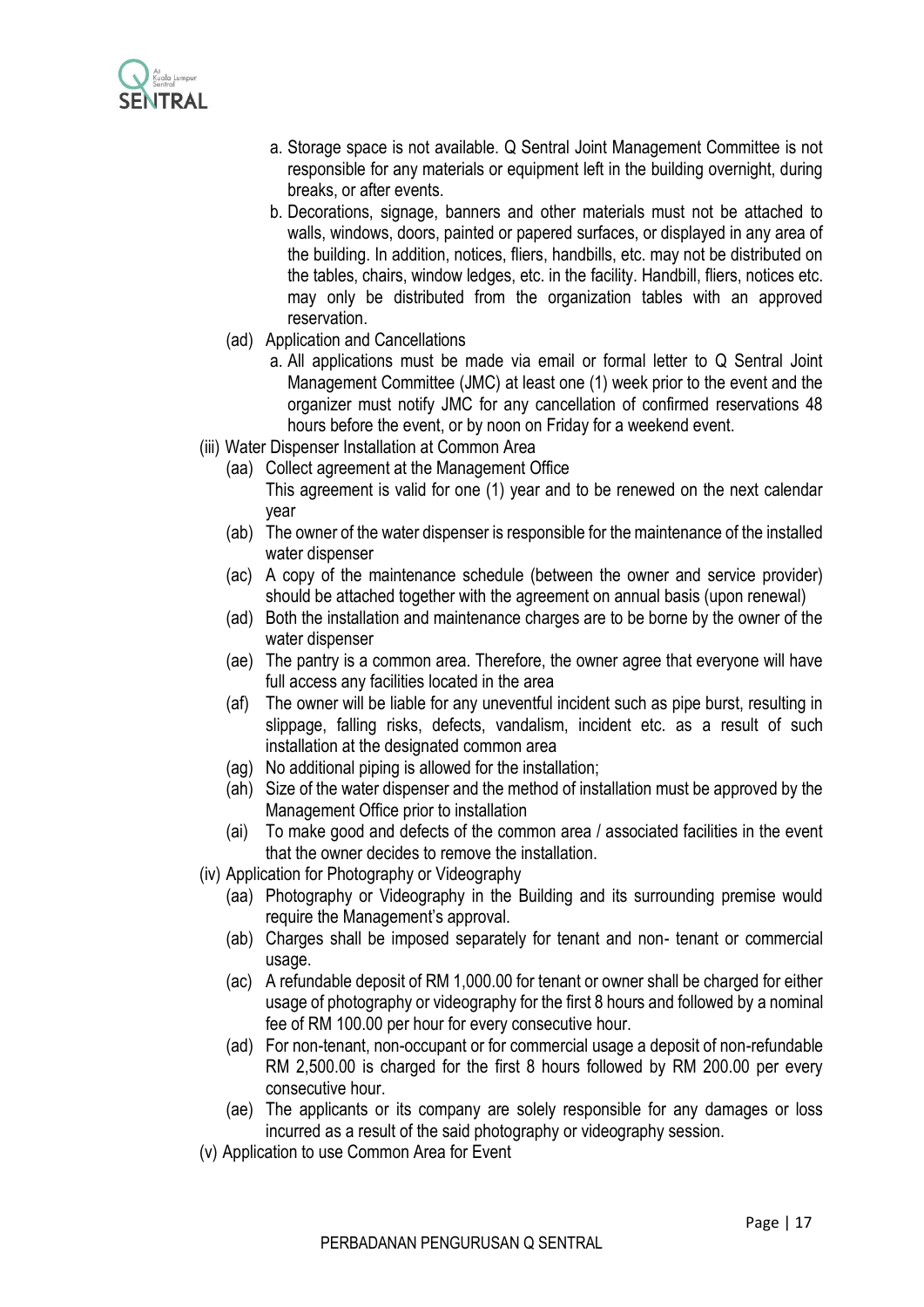a. Storage space is not available. Q Sentral Joint Management Committee is not responsible for any materials or equipment left in the building overnight, during breaks, or after events.

b. Decorations, signage, banners and other materials must not be attached to walls, windows, doors, painted or papered surfaces, or displayed in any area of the building. In addition, notices, fliers, handbills, etc. may not be distributed on the tables, chairs, window ledges, etc. in the facility. Handbill, fliers, notices etc. may only be distributed from the organization tables with an approved reservation.

(ad) Application and Cancellations

a. All applications must be made via email or formal letter to Q Sentral Joint Management Committee (JMC) at least one (1) week prior to the event and the organizer must notify JMC for any cancellation of confirmed reservations 48 hours before the event, or by noon on Friday for a weekend event.

(iii) Water Dispenser Installation at Common Area

(aa) Collect agreement at the Management Office
This agreement is valid for one (1) year and to be renewed on the next calendar year

(ab) The owner of the water dispenser is responsible for the maintenance of the installed water dispenser

(ac) A copy of the maintenance schedule (between the owner and service provider) should be attached together with the agreement on annual basis (upon renewal)

(ad) Both the installation and maintenance charges are to be borne by the owner of the water dispenser

(ae) The pantry is a common area. Therefore, the owner agree that everyone will have full access any facilities located in the area

(af) The owner will be liable for any uneventful incident such as pipe burst, resulting in slippage, falling risks, defects, vandalism, incident etc. as a result of such installation at the designated common area

(ag) No additional piping is allowed for the installation;

(ah) Size of the water dispenser and the method of installation must be approved by the Management Office prior to installation

(ai) To make good and defects of the common area / associated facilities in the event that the owner decides to remove the installation.

(iv) Application for Photography or Videography

(aa) Photography or Videography in the Building and its surrounding premise would require the Management's approval.

(ab) Charges shall be imposed separately for tenant and non- tenant or commercial usage.

(ac) A refundable deposit of RM 1,000.00 for tenant or owner shall be charged for either usage of photography or videography for the first 8 hours and followed by a nominal fee of RM 100.00 per hour for every consecutive hour.

(ad) For non-tenant, non-occupant or for commercial usage a deposit of non-refundable RM 2,500.00 is charged for the first 8 hours followed by RM 200.00 per every consecutive hour.

(ae) The applicants or its company are solely responsible for any damages or loss incurred as a result of the said photography or videography session.

(v) Application to use Common Area for Event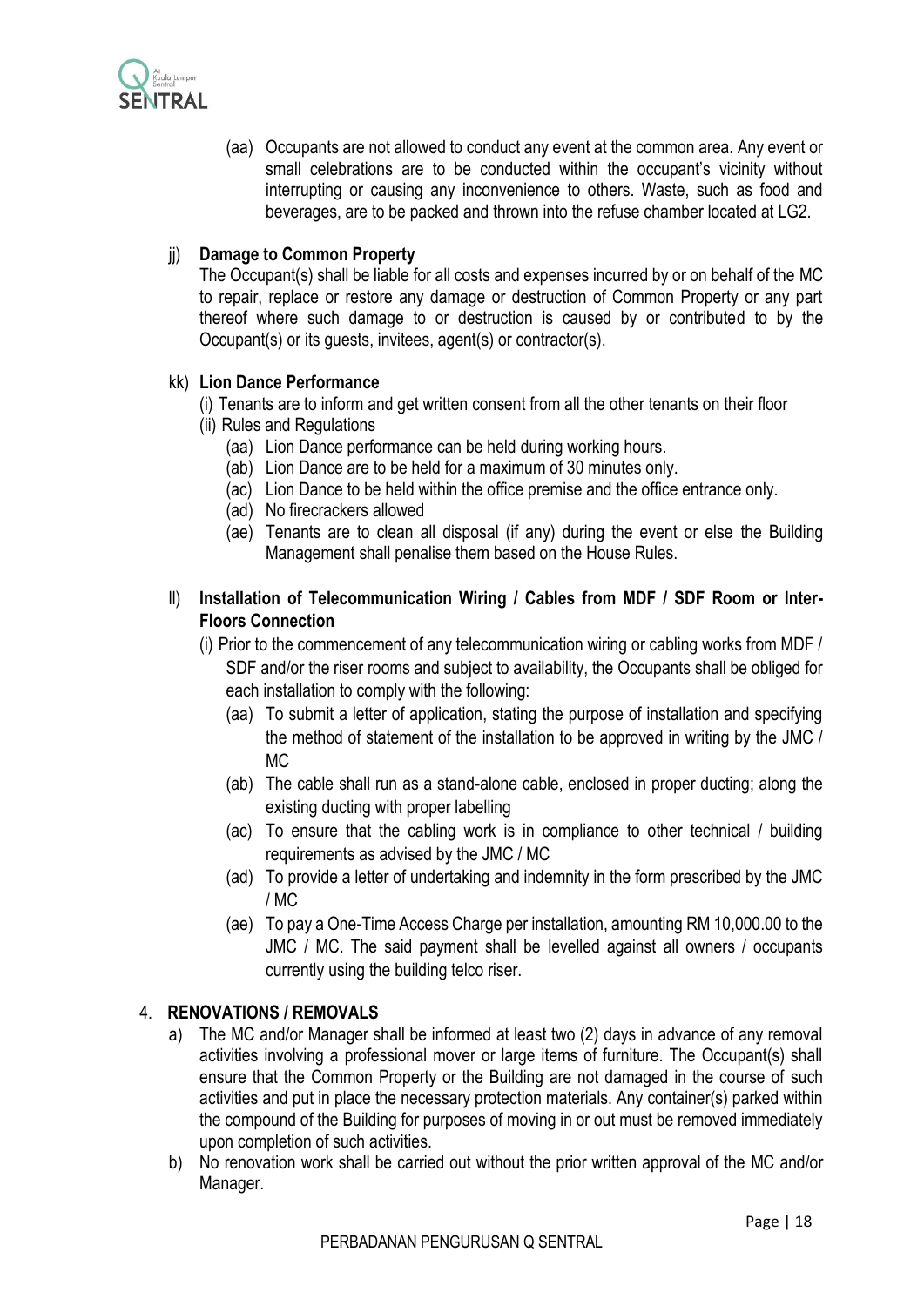(aa) Occupants are not allowed to conduct any event at the common area. Any event or small celebrations are to be conducted within the occupant's vicinity without interrupting or causing any inconvenience to others. Waste, such as food and beverages, are to be packed and thrown into the refuse chamber located at LG2.

jj) **Damage to Common Property**

The Occupant(s) shall be liable for all costs and expenses incurred by or on behalf of the MC to repair, replace or restore any damage or destruction of Common Property or any part thereof where such damage to or destruction is caused by or contributed to by the Occupant(s) or its guests, invitees, agent(s) or contractor(s).

kk) **Lion Dance Performance**

(i) Tenants are to inform and get written consent from all the other tenants on their floor

(ii) Rules and Regulations

- (aa) Lion Dance performance can be held during working hours.
- (ab) Lion Dance are to be held for a maximum of 30 minutes only.
- (ac) Lion Dance to be held within the office premise and the office entrance only.
- (ad) No firecrackers allowed
- (ae) Tenants are to clean all disposal (if any) during the event or else the Building Management shall penalise them based on the House Rules.

ll) **Installation of Telecommunication Wiring / Cables from MDF / SDF Room or Inter-Floors Connection**

(i) Prior to the commencement of any telecommunication wiring or cabling works from MDF / SDF and/or the riser rooms and subject to availability, the Occupants shall be obliged for each installation to comply with the following:

- (aa) To submit a letter of application, stating the purpose of installation and specifying the method of statement of the installation to be approved in writing by the JMC / MC
- (ab) The cable shall run as a stand-alone cable, enclosed in proper ducting; along the existing ducting with proper labelling
- (ac) To ensure that the cabling work is in compliance to other technical / building requirements as advised by the JMC / MC
- (ad) To provide a letter of undertaking and indemnity in the form prescribed by the JMC / MC
- (ae) To pay a One-Time Access Charge per installation, amounting RM 10,000.00 to the JMC / MC. The said payment shall be levelled against all owners / occupants currently using the building telco riser.

4. **RENOVATIONS / REMOVALS**

a) The MC and/or Manager shall be informed at least two (2) days in advance of any removal activities involving a professional mover or large items of furniture. The Occupant(s) shall ensure that the Common Property or the Building are not damaged in the course of such activities and put in place the necessary protection materials. Any container(s) parked within the compound of the Building for purposes of moving in or out must be removed immediately upon completion of such activities.

b) No renovation work shall be carried out without the prior written approval of the MC and/or Manager.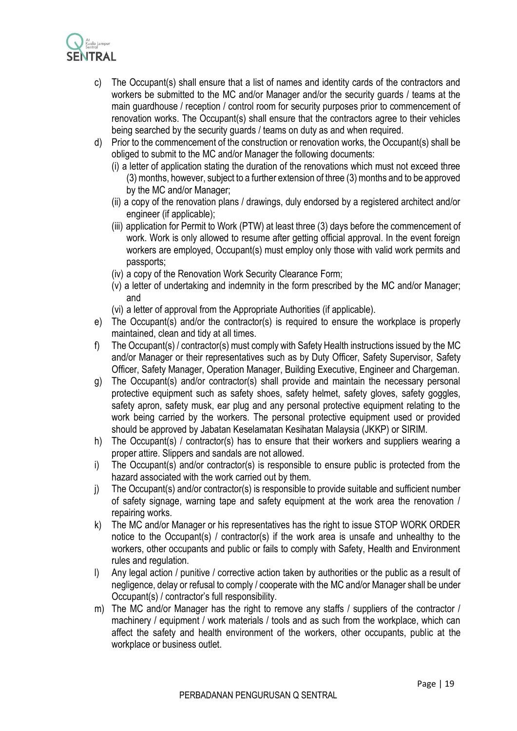c) The Occupant(s) shall ensure that a list of names and identity cards of the contractors and workers be submitted to the MC and/or Manager and/or the security guards / teams at the main guardhouse / reception / control room for security purposes prior to commencement of renovation works. The Occupant(s) shall ensure that the contractors agree to their vehicles being searched by the security guards / teams on duty as and when required.

d) Prior to the commencement of the construction or renovation works, the Occupant(s) shall be obliged to submit to the MC and/or Manager the following documents:
   (i) a letter of application stating the duration of the renovations which must not exceed three (3) months, however, subject to a further extension of three (3) months and to be approved by the MC and/or Manager;
   (ii) a copy of the renovation plans / drawings, duly endorsed by a registered architect and/or engineer (if applicable);
   (iii) application for Permit to Work (PTW) at least three (3) days before the commencement of work. Work is only allowed to resume after getting official approval. In the event foreign workers are employed, Occupant(s) must employ only those with valid work permits and passports;
   (iv) a copy of the Renovation Work Security Clearance Form;
   (v) a letter of undertaking and indemnity in the form prescribed by the MC and/or Manager; and
   (vi) a letter of approval from the Appropriate Authorities (if applicable).

e) The Occupant(s) and/or the contractor(s) is required to ensure the workplace is properly maintained, clean and tidy at all times.

f) The Occupant(s) / contractor(s) must comply with Safety Health instructions issued by the MC and/or Manager or their representatives such as by Duty Officer, Safety Supervisor, Safety Officer, Safety Manager, Operation Manager, Building Executive, Engineer and Chargeman.

g) The Occupant(s) and/or contractor(s) shall provide and maintain the necessary personal protective equipment such as safety shoes, safety helmet, safety gloves, safety goggles, safety apron, safety musk, ear plug and any personal protective equipment relating to the work being carried by the workers. The personal protective equipment used or provided should be approved by Jabatan Keselamatan Kesihatan Malaysia (JKKP) or SIRIM.

h) The Occupant(s) / contractor(s) has to ensure that their workers and suppliers wearing a proper attire. Slippers and sandals are not allowed.

i) The Occupant(s) and/or contractor(s) is responsible to ensure public is protected from the hazard associated with the work carried out by them.

j) The Occupant(s) and/or contractor(s) is responsible to provide suitable and sufficient number of safety signage, warning tape and safety equipment at the work area the renovation / repairing works.

k) The MC and/or Manager or his representatives has the right to issue STOP WORK ORDER notice to the Occupant(s) / contractor(s) if the work area is unsafe and unhealthy to the workers, other occupants and public or fails to comply with Safety, Health and Environment rules and regulation.

l) Any legal action / punitive / corrective action taken by authorities or the public as a result of negligence, delay or refusal to comply / cooperate with the MC and/or Manager shall be under Occupant(s) / contractor's full responsibility.

m) The MC and/or Manager has the right to remove any staffs / suppliers of the contractor / machinery / equipment / work materials / tools and as such from the workplace, which can affect the safety and health environment of the workers, other occupants, public at the workplace or business outlet.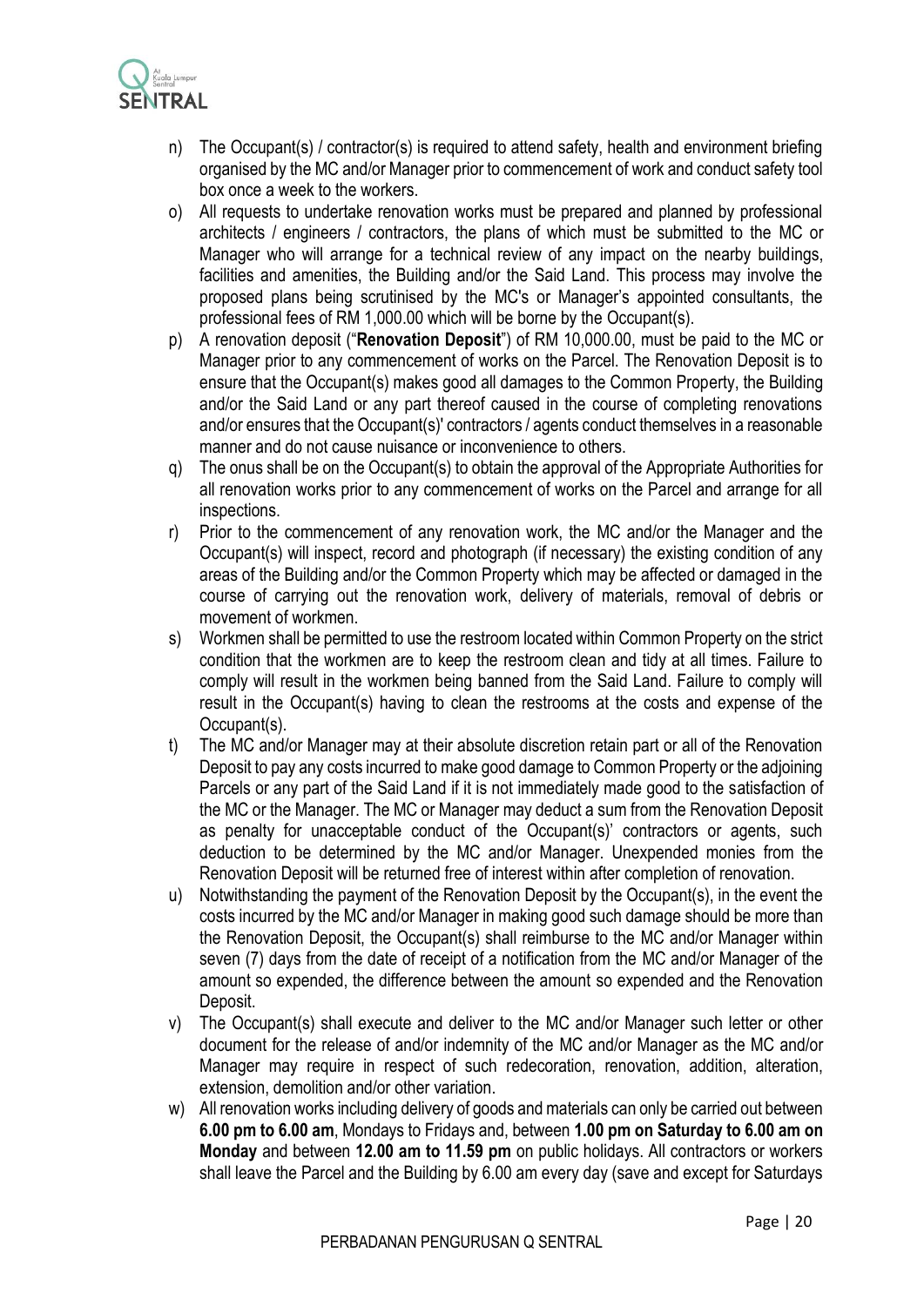n) The Occupant(s) / contractor(s) is required to attend safety, health and environment briefing organised by the MC and/or Manager prior to commencement of work and conduct safety tool box once a week to the workers.

o) All requests to undertake renovation works must be prepared and planned by professional architects / engineers / contractors, the plans of which must be submitted to the MC or Manager who will arrange for a technical review of any impact on the nearby buildings, facilities and amenities, the Building and/or the Said Land. This process may involve the proposed plans being scrutinised by the MC's or Manager's appointed consultants, the professional fees of RM 1,000.00 which will be borne by the Occupant(s).

p) A renovation deposit ("**Renovation Deposit**") of RM 10,000.00, must be paid to the MC or Manager prior to any commencement of works on the Parcel. The Renovation Deposit is to ensure that the Occupant(s) makes good all damages to the Common Property, the Building and/or the Said Land or any part thereof caused in the course of completing renovations and/or ensures that the Occupant(s)' contractors / agents conduct themselves in a reasonable manner and do not cause nuisance or inconvenience to others.

q) The onus shall be on the Occupant(s) to obtain the approval of the Appropriate Authorities for all renovation works prior to any commencement of works on the Parcel and arrange for all inspections.

r) Prior to the commencement of any renovation work, the MC and/or the Manager and the Occupant(s) will inspect, record and photograph (if necessary) the existing condition of any areas of the Building and/or the Common Property which may be affected or damaged in the course of carrying out the renovation work, delivery of materials, removal of debris or movement of workmen.

s) Workmen shall be permitted to use the restroom located within Common Property on the strict condition that the workmen are to keep the restroom clean and tidy at all times. Failure to comply will result in the workmen being banned from the Said Land. Failure to comply will result in the Occupant(s) having to clean the restrooms at the costs and expense of the Occupant(s).

t) The MC and/or Manager may at their absolute discretion retain part or all of the Renovation Deposit to pay any costs incurred to make good damage to Common Property or the adjoining Parcels or any part of the Said Land if it is not immediately made good to the satisfaction of the MC or the Manager. The MC or Manager may deduct a sum from the Renovation Deposit as penalty for unacceptable conduct of the Occupant(s)' contractors or agents, such deduction to be determined by the MC and/or Manager. Unexpended monies from the Renovation Deposit will be returned free of interest within after completion of renovation.

u) Notwithstanding the payment of the Renovation Deposit by the Occupant(s), in the event the costs incurred by the MC and/or Manager in making good such damage should be more than the Renovation Deposit, the Occupant(s) shall reimburse to the MC and/or Manager within seven (7) days from the date of receipt of a notification from the MC and/or Manager of the amount so expended, the difference between the amount so expended and the Renovation Deposit.

v) The Occupant(s) shall execute and deliver to the MC and/or Manager such letter or other document for the release of and/or indemnity of the MC and/or Manager as the MC and/or Manager may require in respect of such redecoration, renovation, addition, alteration, extension, demolition and/or other variation.

w) All renovation works including delivery of goods and materials can only be carried out between **6.00 pm to 6.00 am**, Mondays to Fridays and, between **1.00 pm on Saturday to 6.00 am on Monday** and between **12.00 am to 11.59 pm** on public holidays. All contractors or workers shall leave the Parcel and the Building by 6.00 am every day (save and except for Saturdays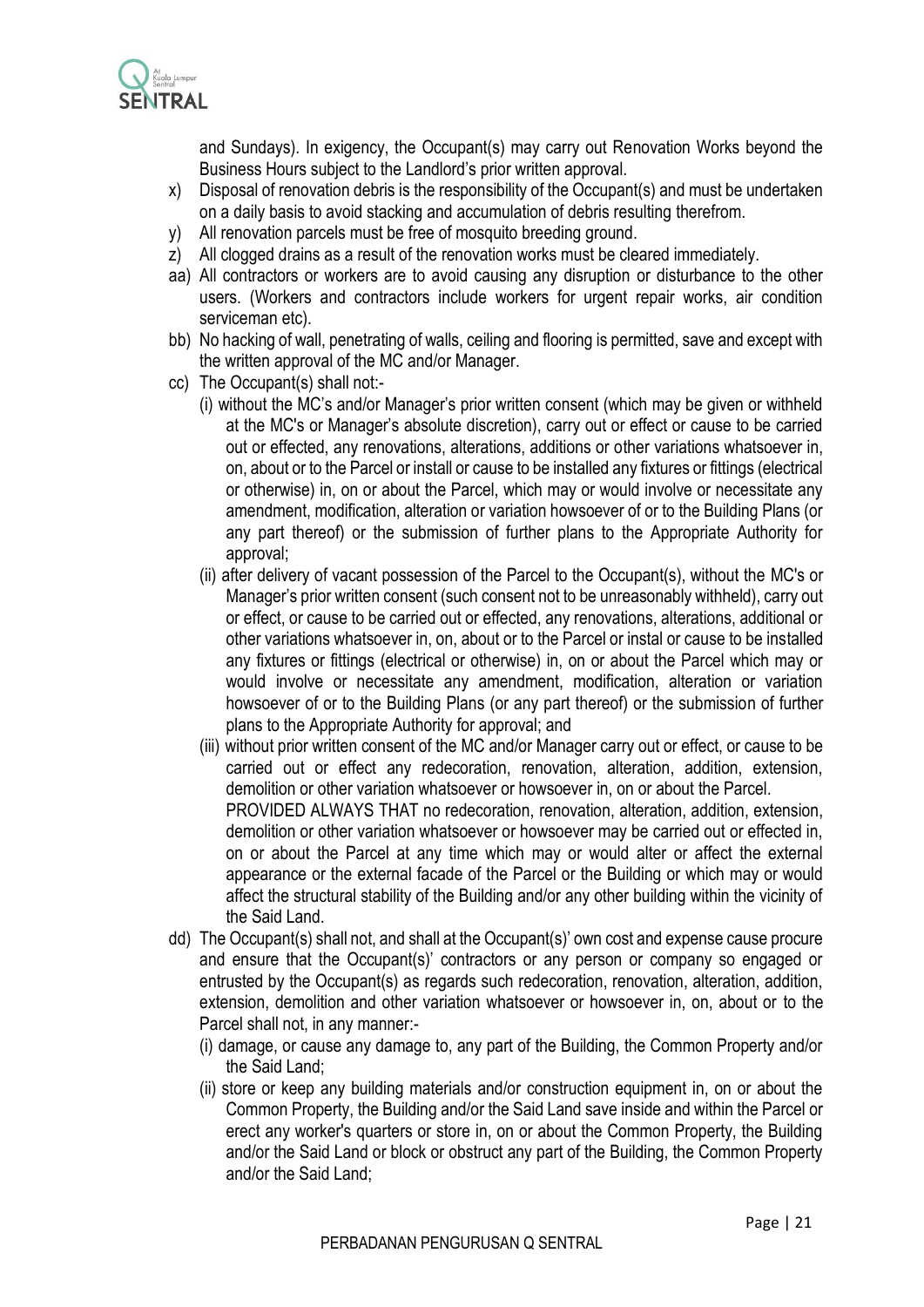and Sundays). In exigency, the Occupant(s) may carry out Renovation Works beyond the Business Hours subject to the Landlord's prior written approval.

x) Disposal of renovation debris is the responsibility of the Occupant(s) and must be undertaken on a daily basis to avoid stacking and accumulation of debris resulting therefrom.

y) All renovation parcels must be free of mosquito breeding ground.

z) All clogged drains as a result of the renovation works must be cleared immediately.

aa) All contractors or workers are to avoid causing any disruption or disturbance to the other users. (Workers and contractors include workers for urgent repair works, air condition serviceman etc).

bb) No hacking of wall, penetrating of walls, ceiling and flooring is permitted, save and except with the written approval of the MC and/or Manager.

cc) The Occupant(s) shall not:-

  (i) without the MC's and/or Manager's prior written consent (which may be given or withheld at the MC's or Manager's absolute discretion), carry out or effect or cause to be carried out or effected, any renovations, alterations, additions or other variations whatsoever in, on, about or to the Parcel or install or cause to be installed any fixtures or fittings (electrical or otherwise) in, on or about the Parcel, which may or would involve or necessitate any amendment, modification, alteration or variation howsoever of or to the Building Plans (or any part thereof) or the submission of further plans to the Appropriate Authority for approval;

  (ii) after delivery of vacant possession of the Parcel to the Occupant(s), without the MC's or Manager's prior written consent (such consent not to be unreasonably withheld), carry out or effect, or cause to be carried out or effected, any renovations, alterations, additional or other variations whatsoever in, on, about or to the Parcel or instal or cause to be installed any fixtures or fittings (electrical or otherwise) in, on or about the Parcel which may or would involve or necessitate any amendment, modification, alteration or variation howsoever of or to the Building Plans (or any part thereof) or the submission of further plans to the Appropriate Authority for approval; and

  (iii) without prior written consent of the MC and/or Manager carry out or effect, or cause to be carried out or effect any redecoration, renovation, alteration, addition, extension, demolition or other variation whatsoever or howsoever in, on or about the Parcel.

  PROVIDED ALWAYS THAT no redecoration, renovation, alteration, addition, extension, demolition or other variation whatsoever or howsoever may be carried out or effected in, on or about the Parcel at any time which may or would alter or affect the external appearance or the external facade of the Parcel or the Building or which may or would affect the structural stability of the Building and/or any other building within the vicinity of the Said Land.

dd) The Occupant(s) shall not, and shall at the Occupant(s)' own cost and expense cause procure and ensure that the Occupant(s)' contractors or any person or company so engaged or entrusted by the Occupant(s) as regards such redecoration, renovation, alteration, addition, extension, demolition and other variation whatsoever or howsoever in, on, about or to the Parcel shall not, in any manner:-

  (i) damage, or cause any damage to, any part of the Building, the Common Property and/or the Said Land;

  (ii) store or keep any building materials and/or construction equipment in, on or about the Common Property, the Building and/or the Said Land save inside and within the Parcel or erect any worker's quarters or store in, on or about the Common Property, the Building and/or the Said Land or block or obstruct any part of the Building, the Common Property and/or the Said Land;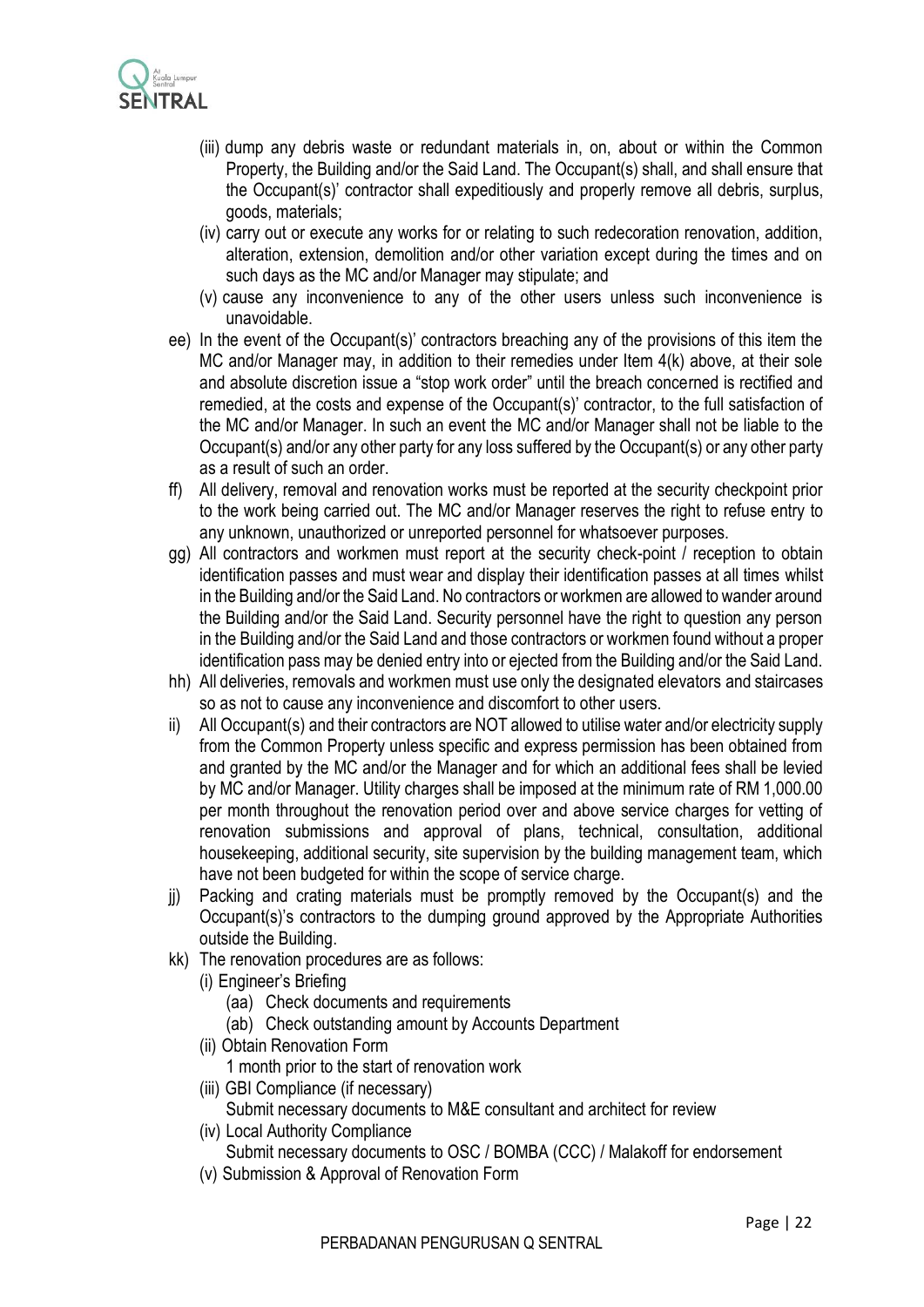(iii) dump any debris waste or redundant materials in, on, about or within the Common Property, the Building and/or the Said Land. The Occupant(s) shall, and shall ensure that the Occupant(s)' contractor shall expeditiously and properly remove all debris, surplus, goods, materials;

(iv) carry out or execute any works for or relating to such redecoration renovation, addition, alteration, extension, demolition and/or other variation except during the times and on such days as the MC and/or Manager may stipulate; and

(v) cause any inconvenience to any of the other users unless such inconvenience is unavoidable.

ee) In the event of the Occupant(s)' contractors breaching any of the provisions of this item the MC and/or Manager may, in addition to their remedies under Item 4(k) above, at their sole and absolute discretion issue a "stop work order" until the breach concerned is rectified and remedied, at the costs and expense of the Occupant(s)' contractor, to the full satisfaction of the MC and/or Manager. In such an event the MC and/or Manager shall not be liable to the Occupant(s) and/or any other party for any loss suffered by the Occupant(s) or any other party as a result of such an order.

ff) All delivery, removal and renovation works must be reported at the security checkpoint prior to the work being carried out. The MC and/or Manager reserves the right to refuse entry to any unknown, unauthorized or unreported personnel for whatsoever purposes.

gg) All contractors and workmen must report at the security check-point / reception to obtain identification passes and must wear and display their identification passes at all times whilst in the Building and/or the Said Land. No contractors or workmen are allowed to wander around the Building and/or the Said Land. Security personnel have the right to question any person in the Building and/or the Said Land and those contractors or workmen found without a proper identification pass may be denied entry into or ejected from the Building and/or the Said Land.

hh) All deliveries, removals and workmen must use only the designated elevators and staircases so as not to cause any inconvenience and discomfort to other users.

ii) All Occupant(s) and their contractors are NOT allowed to utilise water and/or electricity supply from the Common Property unless specific and express permission has been obtained from and granted by the MC and/or the Manager and for which an additional fees shall be levied by MC and/or Manager. Utility charges shall be imposed at the minimum rate of RM 1,000.00 per month throughout the renovation period over and above service charges for vetting of renovation submissions and approval of plans, technical, consultation, additional housekeeping, additional security, site supervision by the building management team, which have not been budgeted for within the scope of service charge.

jj) Packing and crating materials must be promptly removed by the Occupant(s) and the Occupant(s)'s contractors to the dumping ground approved by the Appropriate Authorities outside the Building.

kk) The renovation procedures are as follows:

(i) Engineer's Briefing
   (aa) Check documents and requirements
   (ab) Check outstanding amount by Accounts Department

(ii) Obtain Renovation Form
   1 month prior to the start of renovation work

(iii) GBI Compliance (if necessary)
   Submit necessary documents to M&E consultant and architect for review

(iv) Local Authority Compliance
   Submit necessary documents to OSC / BOMBA (CCC) / Malakoff for endorsement

(v) Submission & Approval of Renovation Form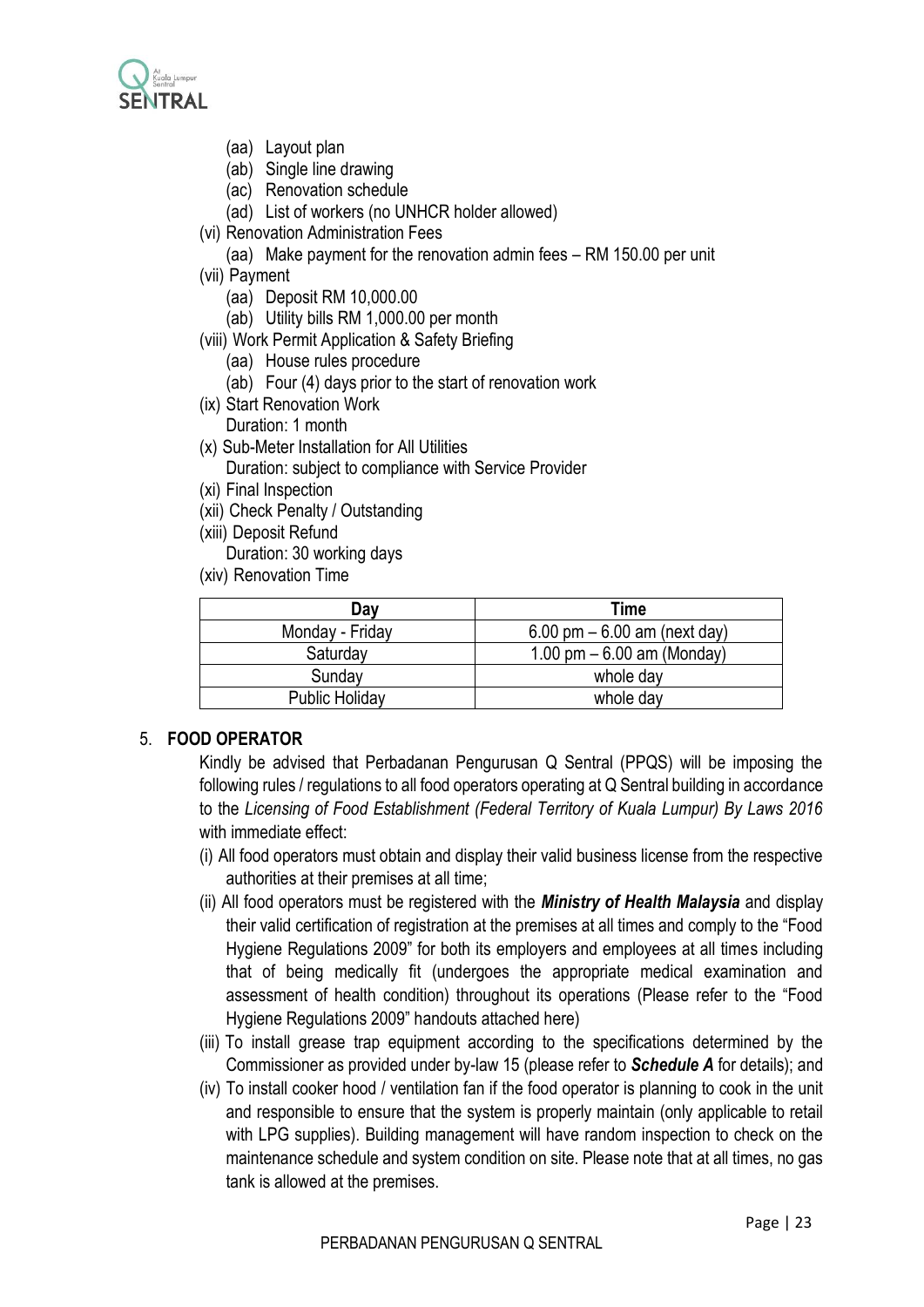- (aa) Layout plan
    - (ab) Single line drawing
    - (ac) Renovation schedule
    - (ad) List of workers (no UNHCR holder allowed)
- (vi) Renovation Administration Fees
    - (aa) Make payment for the renovation admin fees – RM 150.00 per unit
- (vii) Payment
    - (aa) Deposit RM 10,000.00
    - (ab) Utility bills RM 1,000.00 per month
- (viii) Work Permit Application & Safety Briefing
    - (aa) House rules procedure
    - (ab) Four (4) days prior to the start of renovation work
- (ix) Start Renovation Work
  Duration: 1 month
- (x) Sub-Meter Installation for All Utilities
  Duration: subject to compliance with Service Provider
- (xi) Final Inspection
- (xii) Check Penalty / Outstanding
- (xiii) Deposit Refund
  Duration: 30 working days
- (xiv) Renovation Time

| Day | Time |
|---|---|
| Monday - Friday | 6.00 pm – 6.00 am (next day) |
| Saturday | 1.00 pm – 6.00 am (Monday) |
| Sunday | whole day |
| Public Holiday | whole day |

## 5. FOOD OPERATOR

Kindly be advised that Perbadanan Pengurusan Q Sentral (PPQS) will be imposing the following rules / regulations to all food operators operating at Q Sentral building in accordance to the *Licensing of Food Establishment (Federal Territory of Kuala Lumpur) By Laws 2016* with immediate effect:

(i) All food operators must obtain and display their valid business license from the respective authorities at their premises at all time;

(ii) All food operators must be registered with the ***Ministry of Health Malaysia*** and display their valid certification of registration at the premises at all times and comply to the "Food Hygiene Regulations 2009" for both its employers and employees at all times including that of being medically fit (undergoes the appropriate medical examination and assessment of health condition) throughout its operations (Please refer to the "Food Hygiene Regulations 2009" handouts attached here)

(iii) To install grease trap equipment according to the specifications determined by the Commissioner as provided under by-law 15 (please refer to ***Schedule A*** for details); and

(iv) To install cooker hood / ventilation fan if the food operator is planning to cook in the unit and responsible to ensure that the system is properly maintain (only applicable to retail with LPG supplies). Building management will have random inspection to check on the maintenance schedule and system condition on site. Please note that at all times, no gas tank is allowed at the premises.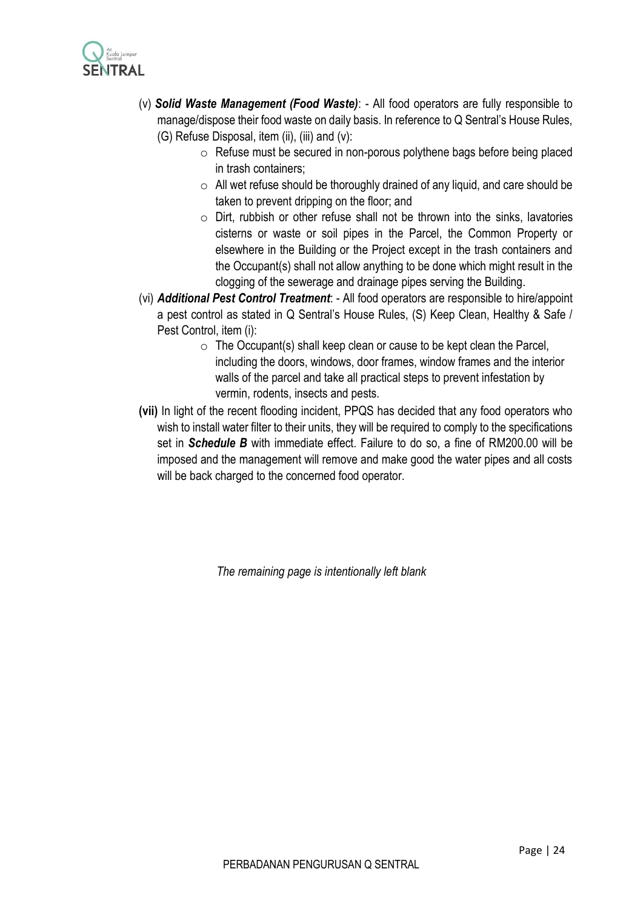(v) ***Solid Waste Management (Food Waste)***: - All food operators are fully responsible to manage/dispose their food waste on daily basis. In reference to Q Sentral's House Rules, (G) Refuse Disposal, item (ii), (iii) and (v):

- Refuse must be secured in non-porous polythene bags before being placed in trash containers;
- All wet refuse should be thoroughly drained of any liquid, and care should be taken to prevent dripping on the floor; and
- Dirt, rubbish or other refuse shall not be thrown into the sinks, lavatories cisterns or waste or soil pipes in the Parcel, the Common Property or elsewhere in the Building or the Project except in the trash containers and the Occupant(s) shall not allow anything to be done which might result in the clogging of the sewerage and drainage pipes serving the Building.

(vi) ***Additional Pest Control Treatment***: - All food operators are responsible to hire/appoint a pest control as stated in Q Sentral's House Rules, (S) Keep Clean, Healthy & Safe / Pest Control, item (i):

- The Occupant(s) shall keep clean or cause to be kept clean the Parcel, including the doors, windows, door frames, window frames and the interior walls of the parcel and take all practical steps to prevent infestation by vermin, rodents, insects and pests.

**(vii)** In light of the recent flooding incident, PPQS has decided that any food operators who wish to install water filter to their units, they will be required to comply to the specifications set in ***Schedule B*** with immediate effect. Failure to do so, a fine of RM200.00 will be imposed and the management will remove and make good the water pipes and all costs will be back charged to the concerned food operator.

*The remaining page is intentionally left blank*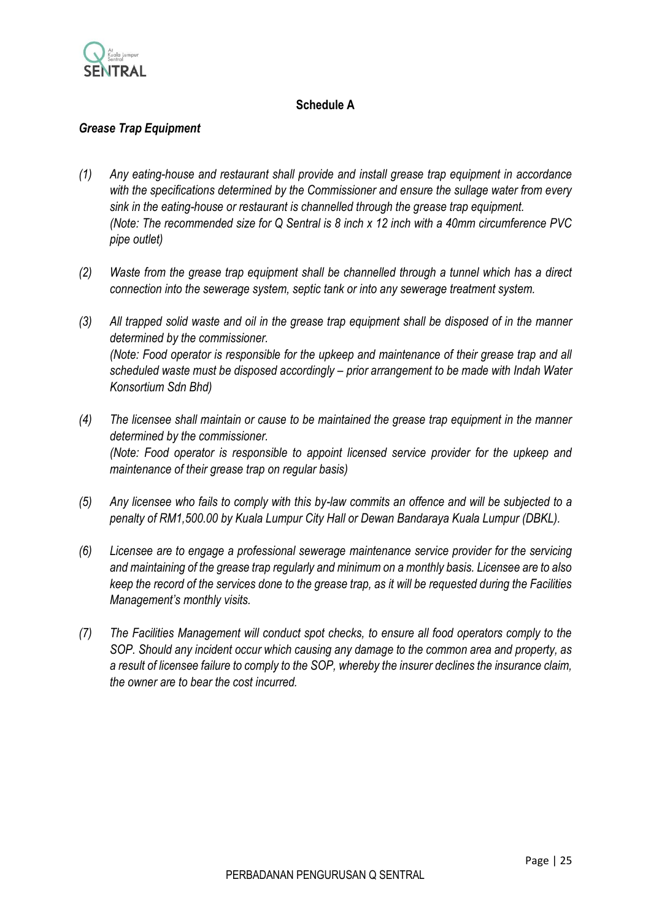## Schedule A

***Grease Trap Equipment***

*(1) Any eating-house and restaurant shall provide and install grease trap equipment in accordance with the specifications determined by the Commissioner and ensure the sullage water from every sink in the eating-house or restaurant is channelled through the grease trap equipment.*
*(Note: The recommended size for Q Sentral is 8 inch x 12 inch with a 40mm circumference PVC pipe outlet)*

*(2) Waste from the grease trap equipment shall be channelled through a tunnel which has a direct connection into the sewerage system, septic tank or into any sewerage treatment system.*

*(3) All trapped solid waste and oil in the grease trap equipment shall be disposed of in the manner determined by the commissioner.*
*(Note: Food operator is responsible for the upkeep and maintenance of their grease trap and all scheduled waste must be disposed accordingly – prior arrangement to be made with Indah Water Konsortium Sdn Bhd)*

*(4) The licensee shall maintain or cause to be maintained the grease trap equipment in the manner determined by the commissioner.*
*(Note: Food operator is responsible to appoint licensed service provider for the upkeep and maintenance of their grease trap on regular basis)*

*(5) Any licensee who fails to comply with this by-law commits an offence and will be subjected to a penalty of RM1,500.00 by Kuala Lumpur City Hall or Dewan Bandaraya Kuala Lumpur (DBKL).*

*(6) Licensee are to engage a professional sewerage maintenance service provider for the servicing and maintaining of the grease trap regularly and minimum on a monthly basis. Licensee are to also keep the record of the services done to the grease trap, as it will be requested during the Facilities Management's monthly visits.*

*(7) The Facilities Management will conduct spot checks, to ensure all food operators comply to the SOP. Should any incident occur which causing any damage to the common area and property, as a result of licensee failure to comply to the SOP, whereby the insurer declines the insurance claim, the owner are to bear the cost incurred.*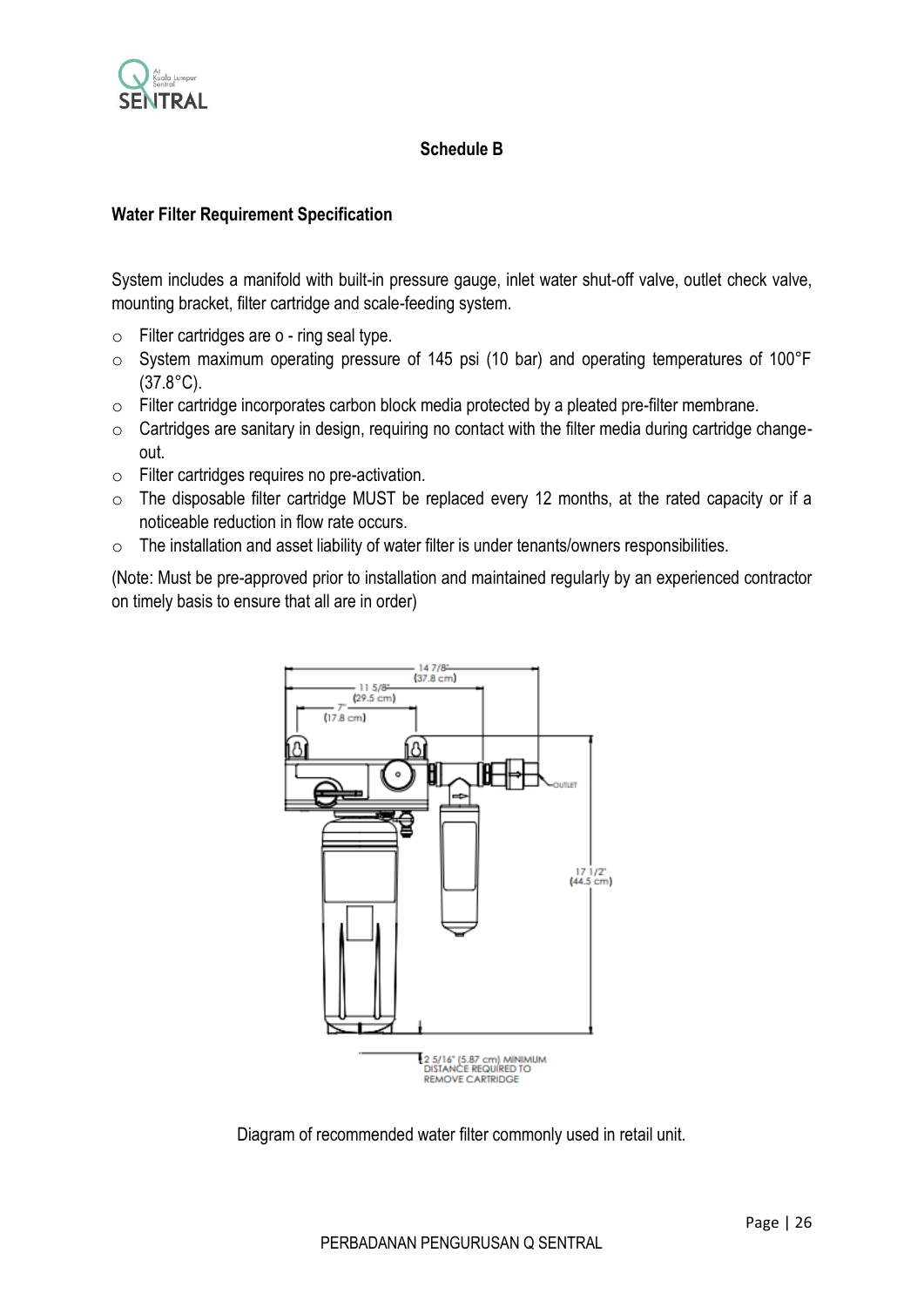## Schedule B

### Water Filter Requirement Specification

System includes a manifold with built-in pressure gauge, inlet water shut-off valve, outlet check valve, mounting bracket, filter cartridge and scale-feeding system.

- Filter cartridges are o - ring seal type.
- System maximum operating pressure of 145 psi (10 bar) and operating temperatures of 100°F (37.8°C).
- Filter cartridge incorporates carbon block media protected by a pleated pre-filter membrane.
- Cartridges are sanitary in design, requiring no contact with the filter media during cartridge change-out.
- Filter cartridges requires no pre-activation.
- The disposable filter cartridge MUST be replaced every 12 months, at the rated capacity or if a noticeable reduction in flow rate occurs.
- The installation and asset liability of water filter is under tenants/owners responsibilities.

(Note: Must be pre-approved prior to installation and maintained regularly by an experienced contractor on timely basis to ensure that all are in order)

Diagram of recommended water filter commonly used in retail unit.

PERBADANAN PENGURUSAN Q SENTRAL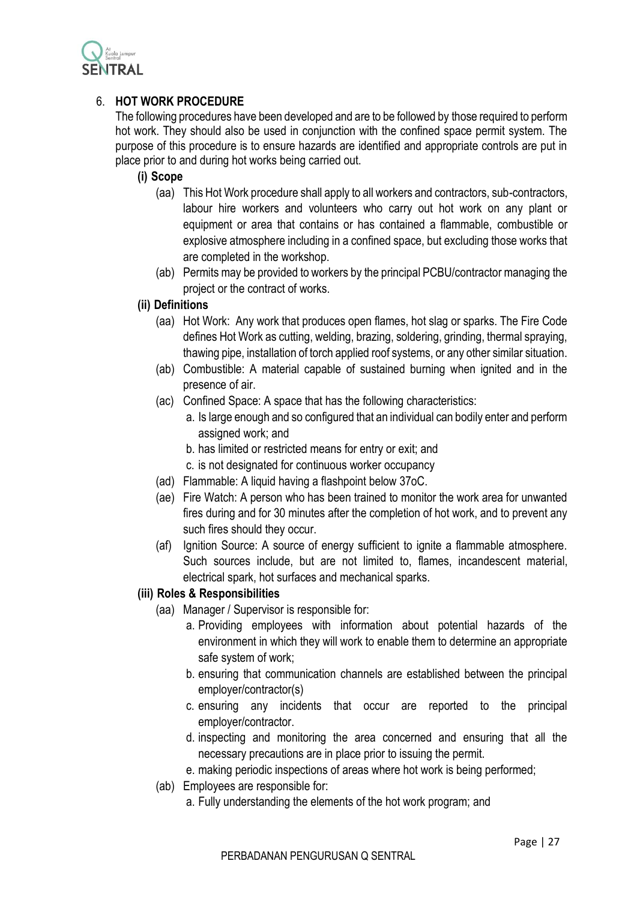## 6. HOT WORK PROCEDURE

The following procedures have been developed and are to be followed by those required to perform hot work. They should also be used in conjunction with the confined space permit system. The purpose of this procedure is to ensure hazards are identified and appropriate controls are put in place prior to and during hot works being carried out.

### (i) Scope

(aa) This Hot Work procedure shall apply to all workers and contractors, sub-contractors, labour hire workers and volunteers who carry out hot work on any plant or equipment or area that contains or has contained a flammable, combustible or explosive atmosphere including in a confined space, but excluding those works that are completed in the workshop.

(ab) Permits may be provided to workers by the principal PCBU/contractor managing the project or the contract of works.

### (ii) Definitions

(aa) Hot Work: Any work that produces open flames, hot slag or sparks. The Fire Code defines Hot Work as cutting, welding, brazing, soldering, grinding, thermal spraying, thawing pipe, installation of torch applied roof systems, or any other similar situation.

(ab) Combustible: A material capable of sustained burning when ignited and in the presence of air.

(ac) Confined Space: A space that has the following characteristics:

a. Is large enough and so configured that an individual can bodily enter and perform assigned work; and
b. has limited or restricted means for entry or exit; and
c. is not designated for continuous worker occupancy

(ad) Flammable: A liquid having a flashpoint below 37oC.

(ae) Fire Watch: A person who has been trained to monitor the work area for unwanted fires during and for 30 minutes after the completion of hot work, and to prevent any such fires should they occur.

(af) Ignition Source: A source of energy sufficient to ignite a flammable atmosphere. Such sources include, but are not limited to, flames, incandescent material, electrical spark, hot surfaces and mechanical sparks.

### (iii) Roles & Responsibilities

(aa) Manager / Supervisor is responsible for:

a. Providing employees with information about potential hazards of the environment in which they will work to enable them to determine an appropriate safe system of work;
b. ensuring that communication channels are established between the principal employer/contractor(s)
c. ensuring any incidents that occur are reported to the principal employer/contractor.
d. inspecting and monitoring the area concerned and ensuring that all the necessary precautions are in place prior to issuing the permit.
e. making periodic inspections of areas where hot work is being performed;

(ab) Employees are responsible for:

a. Fully understanding the elements of the hot work program; and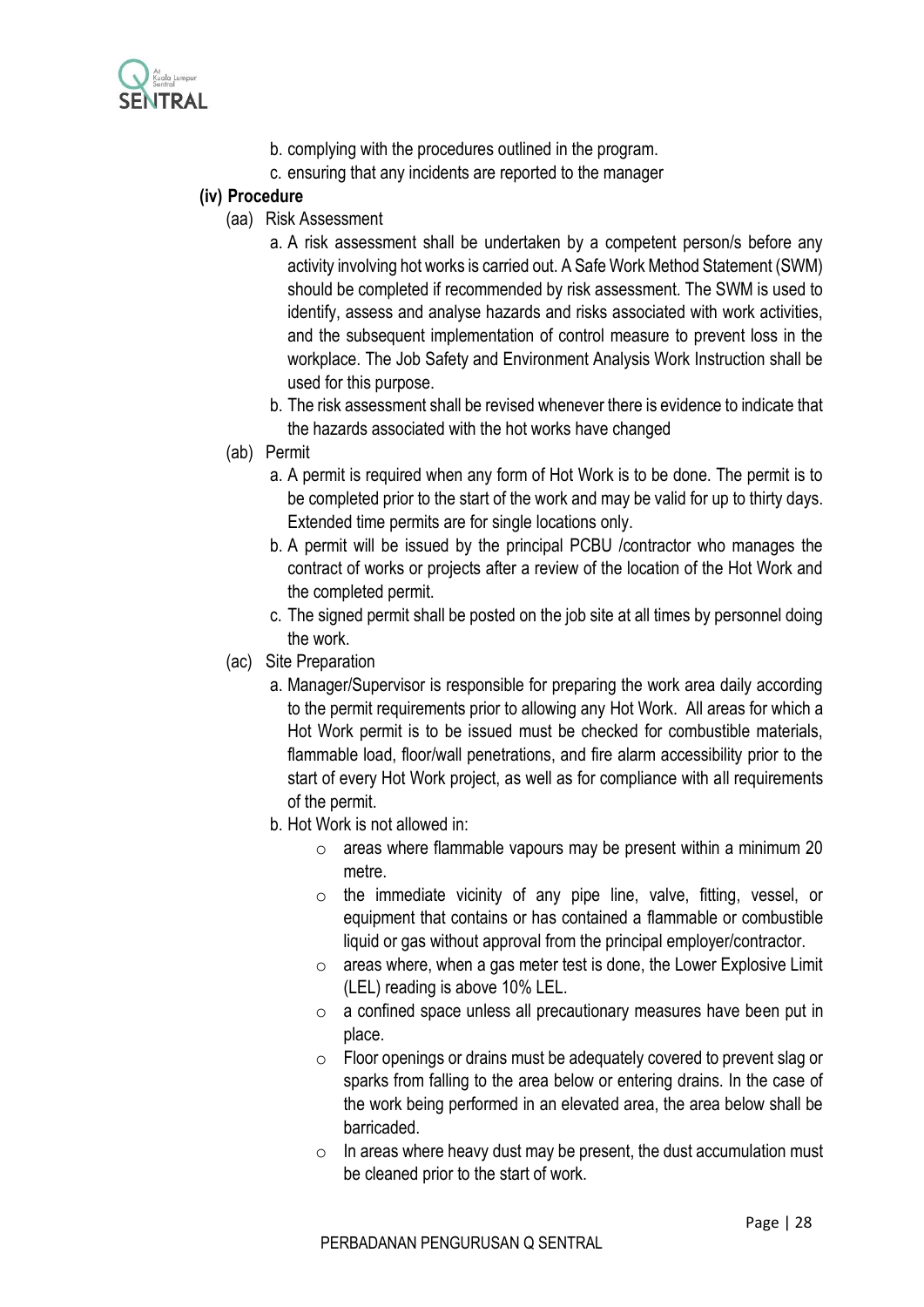b. complying with the procedures outlined in the program.

c. ensuring that any incidents are reported to the manager

**(iv) Procedure**

(aa) Risk Assessment

a. A risk assessment shall be undertaken by a competent person/s before any activity involving hot works is carried out. A Safe Work Method Statement (SWM) should be completed if recommended by risk assessment. The SWM is used to identify, assess and analyse hazards and risks associated with work activities, and the subsequent implementation of control measure to prevent loss in the workplace. The Job Safety and Environment Analysis Work Instruction shall be used for this purpose.

b. The risk assessment shall be revised whenever there is evidence to indicate that the hazards associated with the hot works have changed

(ab) Permit

a. A permit is required when any form of Hot Work is to be done. The permit is to be completed prior to the start of the work and may be valid for up to thirty days. Extended time permits are for single locations only.

b. A permit will be issued by the principal PCBU /contractor who manages the contract of works or projects after a review of the location of the Hot Work and the completed permit.

c. The signed permit shall be posted on the job site at all times by personnel doing the work.

(ac) Site Preparation

a. Manager/Supervisor is responsible for preparing the work area daily according to the permit requirements prior to allowing any Hot Work. All areas for which a Hot Work permit is to be issued must be checked for combustible materials, flammable load, floor/wall penetrations, and fire alarm accessibility prior to the start of every Hot Work project, as well as for compliance with all requirements of the permit.

b. Hot Work is not allowed in:

- areas where flammable vapours may be present within a minimum 20 metre.
- the immediate vicinity of any pipe line, valve, fitting, vessel, or equipment that contains or has contained a flammable or combustible liquid or gas without approval from the principal employer/contractor.
- areas where, when a gas meter test is done, the Lower Explosive Limit (LEL) reading is above 10% LEL.
- a confined space unless all precautionary measures have been put in place.
- Floor openings or drains must be adequately covered to prevent slag or sparks from falling to the area below or entering drains. In the case of the work being performed in an elevated area, the area below shall be barricaded.
- In areas where heavy dust may be present, the dust accumulation must be cleaned prior to the start of work.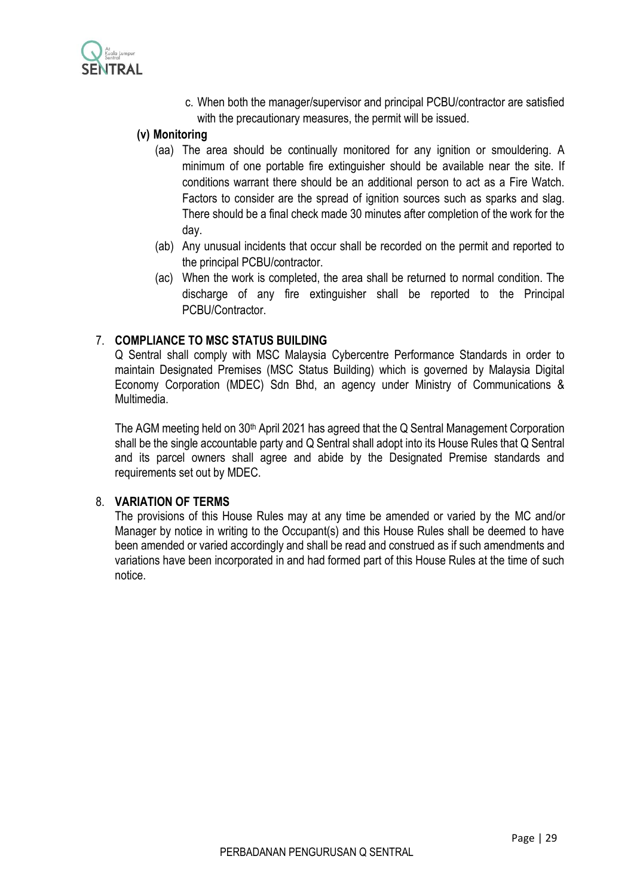c. When both the manager/supervisor and principal PCBU/contractor are satisfied with the precautionary measures, the permit will be issued.

**(v) Monitoring**

(aa) The area should be continually monitored for any ignition or smouldering. A minimum of one portable fire extinguisher should be available near the site. If conditions warrant there should be an additional person to act as a Fire Watch. Factors to consider are the spread of ignition sources such as sparks and slag. There should be a final check made 30 minutes after completion of the work for the day.

(ab) Any unusual incidents that occur shall be recorded on the permit and reported to the principal PCBU/contractor.

(ac) When the work is completed, the area shall be returned to normal condition. The discharge of any fire extinguisher shall be reported to the Principal PCBU/Contractor.

7. **COMPLIANCE TO MSC STATUS BUILDING**

Q Sentral shall comply with MSC Malaysia Cybercentre Performance Standards in order to maintain Designated Premises (MSC Status Building) which is governed by Malaysia Digital Economy Corporation (MDEC) Sdn Bhd, an agency under Ministry of Communications & Multimedia.

The AGM meeting held on 30th April 2021 has agreed that the Q Sentral Management Corporation shall be the single accountable party and Q Sentral shall adopt into its House Rules that Q Sentral and its parcel owners shall agree and abide by the Designated Premise standards and requirements set out by MDEC.

8. **VARIATION OF TERMS**

The provisions of this House Rules may at any time be amended or varied by the MC and/or Manager by notice in writing to the Occupant(s) and this House Rules shall be deemed to have been amended or varied accordingly and shall be read and construed as if such amendments and variations have been incorporated in and had formed part of this House Rules at the time of such notice.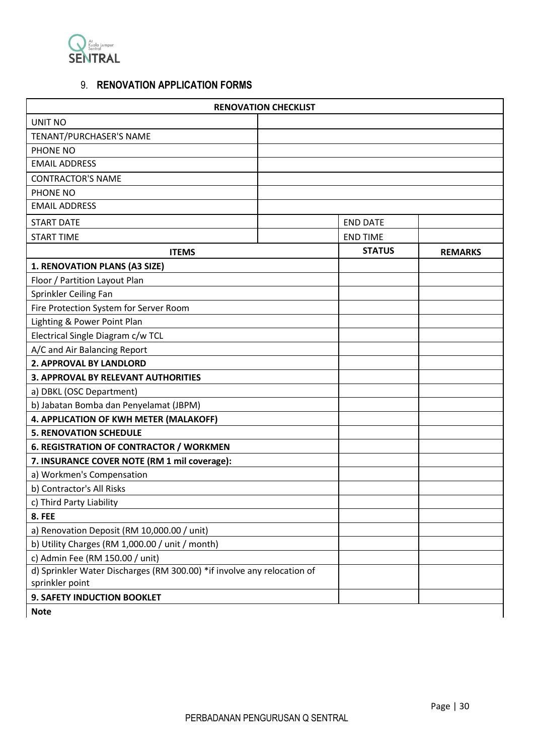## 9. RENOVATION APPLICATION FORMS

| RENOVATION CHECKLIST | | | |
|---|---|---|---|
| UNIT NO | | | |
| TENANT/PURCHASER'S NAME | | | |
| PHONE NO | | | |
| EMAIL ADDRESS | | | |
| CONTRACTOR'S NAME | | | |
| PHONE NO | | | |
| EMAIL ADDRESS | | | |
| START DATE | | END DATE | |
| START TIME | | END TIME | |
| **ITEMS** | | **STATUS** | **REMARKS** |
| **1. RENOVATION PLANS (A3 SIZE)** | | | |
| Floor / Partition Layout Plan | | | |
| Sprinkler Ceiling Fan | | | |
| Fire Protection System for Server Room | | | |
| Lighting & Power Point Plan | | | |
| Electrical Single Diagram c/w TCL | | | |
| A/C and Air Balancing Report | | | |
| **2. APPROVAL BY LANDLORD** | | | |
| **3. APPROVAL BY RELEVANT AUTHORITIES** | | | |
| a) DBKL (OSC Department) | | | |
| b) Jabatan Bomba dan Penyelamat (JBPM) | | | |
| **4. APPLICATION OF KWH METER (MALAKOFF)** | | | |
| **5. RENOVATION SCHEDULE** | | | |
| **6. REGISTRATION OF CONTRACTOR / WORKMEN** | | | |
| **7. INSURANCE COVER NOTE (RM 1 mil coverage):** | | | |
| a) Workmen's Compensation | | | |
| b) Contractor's All Risks | | | |
| c) Third Party Liability | | | |
| **8. FEE** | | | |
| a) Renovation Deposit (RM 10,000.00 / unit) | | | |
| b) Utility Charges (RM 1,000.00 / unit / month) | | | |
| c) Admin Fee (RM 150.00 / unit) | | | |
| d) Sprinkler Water Discharges (RM 300.00) *if involve any relocation of sprinkler point | | | |
| **9. SAFETY INDUCTION BOOKLET** | | | |
| **Note** | | | |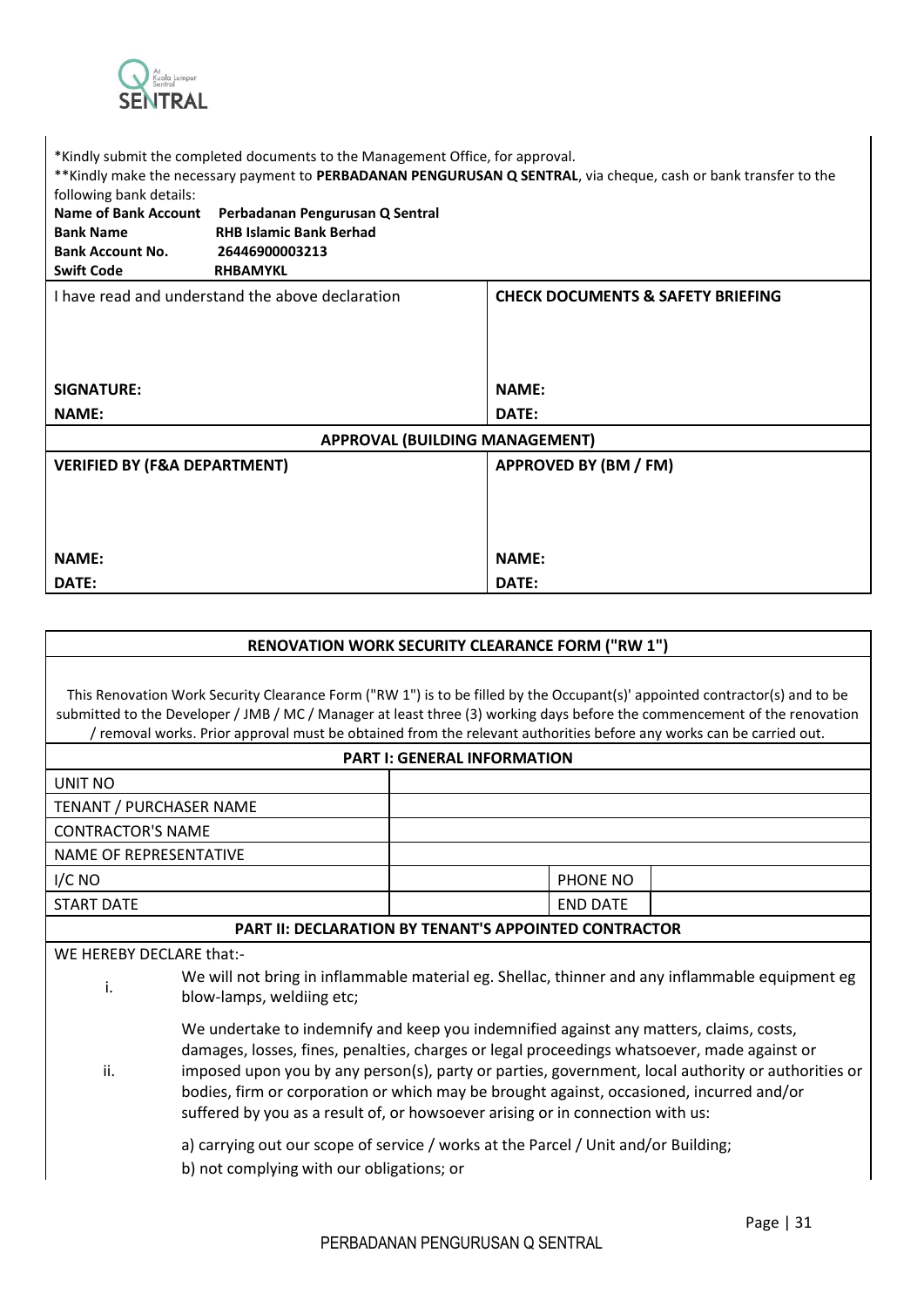*Kindly submit the completed documents to the Management Office, for approval.

**Kindly make the necessary payment to **PERBADANAN PENGURUSAN Q SENTRAL**, via cheque, cash or bank transfer to the following bank details:

| | |
|---|---|
| **Name of Bank Account** | **Perbadanan Pengurusan Q Sentral** |
| **Bank Name** | **RHB Islamic Bank Berhad** |
| **Bank Account No.** | **26446900003213** |
| **Swift Code** | **RHBAMYKL** |

| I have read and understand the above declaration | **CHECK DOCUMENTS & SAFETY BRIEFING** |
|---|---|
| **SIGNATURE:** | **NAME:** |
| **NAME:** | **DATE:** |
| **APPROVAL (BUILDING MANAGEMENT)** | |
| **VERIFIED BY (F&A DEPARTMENT)** | **APPROVED BY (BM / FM)** |
| **NAME:** | **NAME:** |
| **DATE:** | **DATE:** |

## RENOVATION WORK SECURITY CLEARANCE FORM ("RW 1")

This Renovation Work Security Clearance Form ("RW 1") is to be filled by the Occupant(s)' appointed contractor(s) and to be submitted to the Developer / JMB / MC / Manager at least three (3) working days before the commencement of the renovation / removal works. Prior approval must be obtained from the relevant authorities before any works can be carried out.

### PART I: GENERAL INFORMATION

| | | | |
|---|---|---|---|
| UNIT NO | | | |
| TENANT / PURCHASER NAME | | | |
| CONTRACTOR'S NAME | | | |
| NAME OF REPRESENTATIVE | | | |
| I/C NO | | PHONE NO | |
| START DATE | | END DATE | |

### PART II: DECLARATION BY TENANT'S APPOINTED CONTRACTOR

WE HEREBY DECLARE that:-

i. We will not bring in inflammable material eg. Shellac, thinner and any inflammable equipment eg blow-lamps, weldiing etc;

ii. We undertake to indemnify and keep you indemnified against any matters, claims, costs, damages, losses, fines, penalties, charges or legal proceedings whatsoever, made against or imposed upon you by any person(s), party or parties, government, local authority or authorities or bodies, firm or corporation or which may be brought against, occasioned, incurred and/or suffered by you as a result of, or howsoever arising or in connection with us:

a) carrying out our scope of service / works at the Parcel / Unit and/or Building;

b) not complying with our obligations; or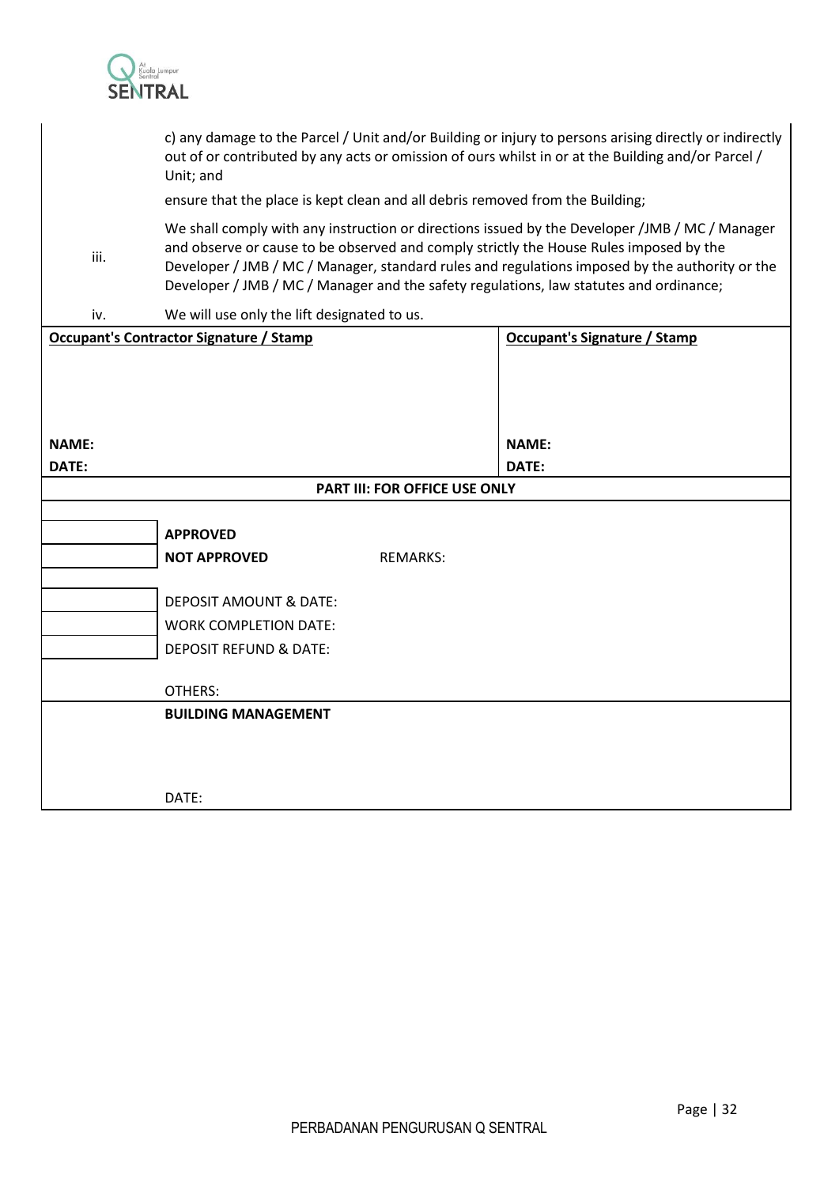c) any damage to the Parcel / Unit and/or Building or injury to persons arising directly or indirectly out of or contributed by any acts or omission of ours whilst in or at the Building and/or Parcel / Unit; and

ensure that the place is kept clean and all debris removed from the Building;

iii. We shall comply with any instruction or directions issued by the Developer /JMB / MC / Manager and observe or cause to be observed and comply strictly the House Rules imposed by the Developer / JMB / MC / Manager, standard rules and regulations imposed by the authority or the Developer / JMB / MC / Manager and the safety regulations, law statutes and ordinance;

iv. We will use only the lift designated to us.

| **Occupant's Contractor Signature / Stamp** | **Occupant's Signature / Stamp** |
|---|---|
| | |
| **NAME:** | **NAME:** |
| **DATE:** | **DATE:** |

**PART III: FOR OFFICE USE ONLY**

| | |
|---|---|
| | **APPROVED** |
| | **NOT APPROVED** REMARKS: |
| | DEPOSIT AMOUNT & DATE: |
| | WORK COMPLETION DATE: |
| | DEPOSIT REFUND & DATE: |

OTHERS:

**BUILDING MANAGEMENT**

DATE: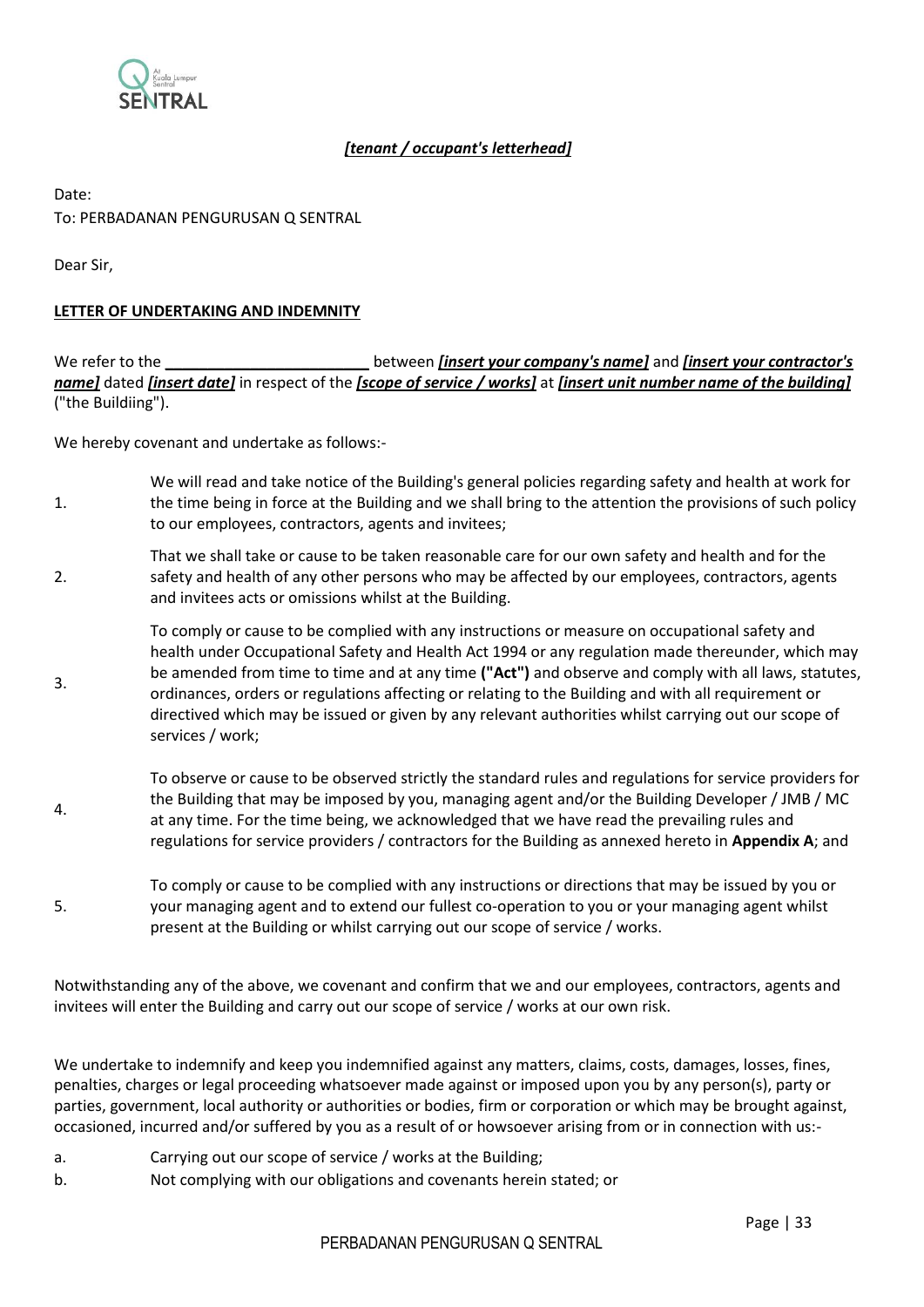***[tenant / occupant's letterhead]***

Date:

To: PERBADANAN PENGURUSAN Q SENTRAL

Dear Sir,

**LETTER OF UNDERTAKING AND INDEMNITY**

We refer to the ________________________ between ***[insert your company's name]*** and ***[insert your contractor's name]*** dated ***[insert date]*** in respect of the ***[scope of service / works]*** at ***[insert unit number name of the building]*** ("the Buildiing").

We hereby covenant and undertake as follows:-

1. We will read and take notice of the Building's general policies regarding safety and health at work for the time being in force at the Building and we shall bring to the attention the provisions of such policy to our employees, contractors, agents and invitees;

2. That we shall take or cause to be taken reasonable care for our own safety and health and for the safety and health of any other persons who may be affected by our employees, contractors, agents and invitees acts or omissions whilst at the Building.

3. To comply or cause to be complied with any instructions or measure on occupational safety and health under Occupational Safety and Health Act 1994 or any regulation made thereunder, which may be amended from time to time and at any time **("Act")** and observe and comply with all laws, statutes, ordinances, orders or regulations affecting or relating to the Building and with all requirement or directived which may be issued or given by any relevant authorities whilst carrying out our scope of services / work;

4. To observe or cause to be observed strictly the standard rules and regulations for service providers for the Building that may be imposed by you, managing agent and/or the Building Developer / JMB / MC at any time. For the time being, we acknowledged that we have read the prevailing rules and regulations for service providers / contractors for the Building as annexed hereto in **Appendix A**; and

5. To comply or cause to be complied with any instructions or directions that may be issued by you or your managing agent and to extend our fullest co-operation to you or your managing agent whilst present at the Building or whilst carrying out our scope of service / works.

Notwithstanding any of the above, we covenant and confirm that we and our employees, contractors, agents and invitees will enter the Building and carry out our scope of service / works at our own risk.

We undertake to indemnify and keep you indemnified against any matters, claims, costs, damages, losses, fines, penalties, charges or legal proceeding whatsoever made against or imposed upon you by any person(s), party or parties, government, local authority or authorities or bodies, firm or corporation or which may be brought against, occasioned, incurred and/or suffered by you as a result of or howsoever arising from or in connection with us:-

a. Carrying out our scope of service / works at the Building;

b. Not complying with our obligations and covenants herein stated; or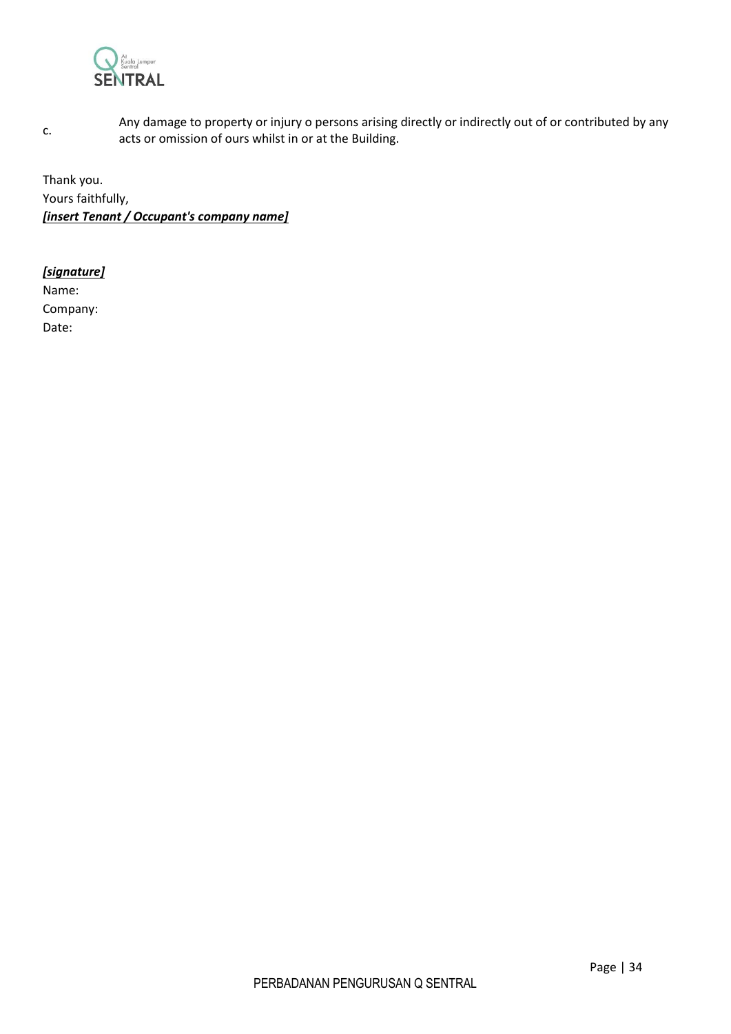c. Any damage to property or injury o persons arising directly or indirectly out of or contributed by any acts or omission of ours whilst in or at the Building.

Thank you.

Yours faithfully,

***[insert Tenant / Occupant's company name]***

***[signature]***

Name:

Company:

Date: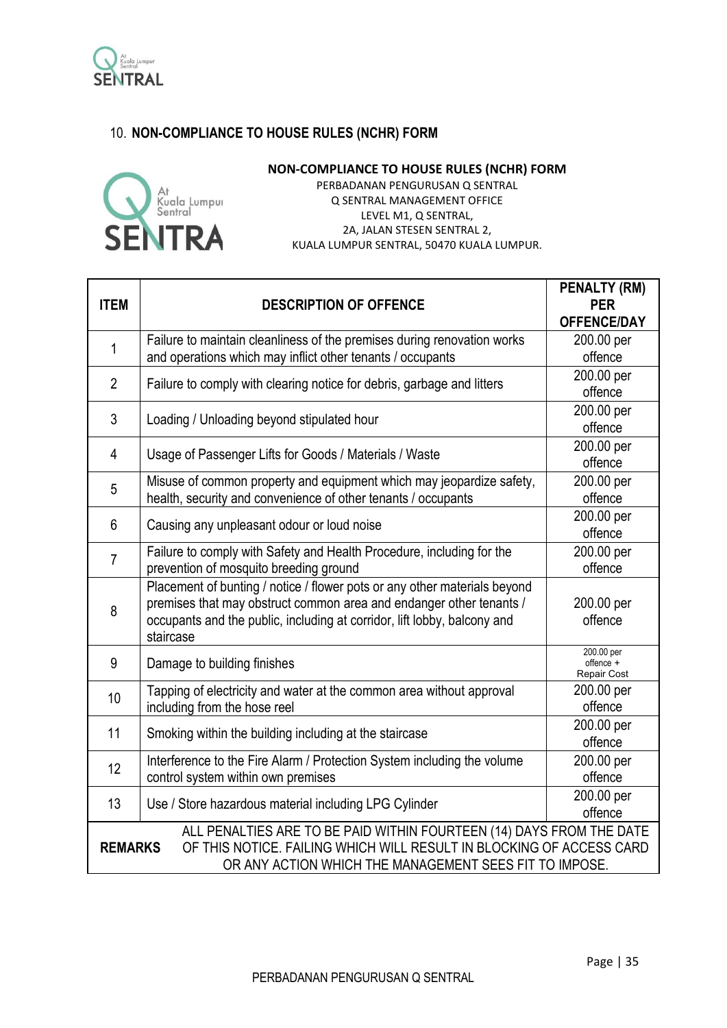## 10. NON-COMPLIANCE TO HOUSE RULES (NCHR) FORM

**NON-COMPLIANCE TO HOUSE RULES (NCHR) FORM**

PERBADANAN PENGURUSAN Q SENTRAL
Q SENTRAL MANAGEMENT OFFICE
LEVEL M1, Q SENTRAL,
2A, JALAN STESEN SENTRAL 2,
KUALA LUMPUR SENTRAL, 50470 KUALA LUMPUR.

| ITEM | DESCRIPTION OF OFFENCE | PENALTY (RM) PER OFFENCE/DAY |
|---|---|---|
| 1 | Failure to maintain cleanliness of the premises during renovation works and operations which may inflict other tenants / occupants | 200.00 per offence |
| 2 | Failure to comply with clearing notice for debris, garbage and litters | 200.00 per offence |
| 3 | Loading / Unloading beyond stipulated hour | 200.00 per offence |
| 4 | Usage of Passenger Lifts for Goods / Materials / Waste | 200.00 per offence |
| 5 | Misuse of common property and equipment which may jeopardize safety, health, security and convenience of other tenants / occupants | 200.00 per offence |
| 6 | Causing any unpleasant odour or loud noise | 200.00 per offence |
| 7 | Failure to comply with Safety and Health Procedure, including for the prevention of mosquito breeding ground | 200.00 per offence |
| 8 | Placement of bunting / notice / flower pots or any other materials beyond premises that may obstruct common area and endanger other tenants / occupants and the public, including at corridor, lift lobby, balcony and staircase | 200.00 per offence |
| 9 | Damage to building finishes | 200.00 per offence + Repair Cost |
| 10 | Tapping of electricity and water at the common area without approval including from the hose reel | 200.00 per offence |
| 11 | Smoking within the building including at the staircase | 200.00 per offence |
| 12 | Interference to the Fire Alarm / Protection System including the volume control system within own premises | 200.00 per offence |
| 13 | Use / Store hazardous material including LPG Cylinder | 200.00 per offence |
| **REMARKS** | ALL PENALTIES ARE TO BE PAID WITHIN FOURTEEN (14) DAYS FROM THE DATE OF THIS NOTICE. FAILING WHICH WILL RESULT IN BLOCKING OF ACCESS CARD OR ANY ACTION WHICH THE MANAGEMENT SEES FIT TO IMPOSE. | |